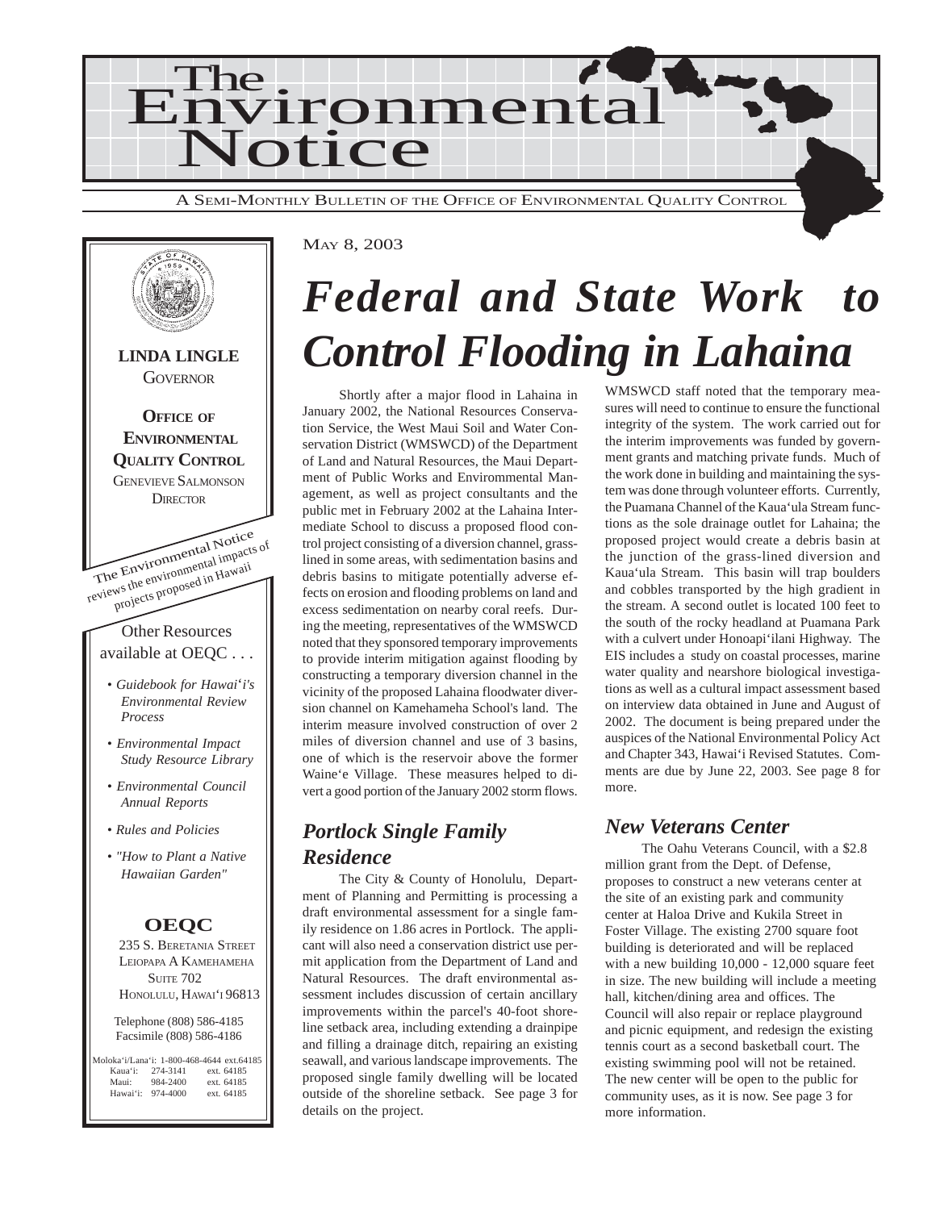# The Environmental Notice

A SEMI-MONTHLY BULLETIN OF THE OFFICE OF ENVIRONMENTAL QUALITY CONTROL

**LINDA LINGLE**
GOVERNOR

**OFFICE OF ENVIRONMENTAL QUALITY CONTROL**
GENEVIEVE SALMONSON
DIRECTOR

The Environmental Notice reviews the environmental impacts of projects proposed in Hawaii

Other Resources available at OEQC . . .

- *Guidebook for Hawai'i's Environmental Review Process*
- *Environmental Impact Study Resource Library*
- *Environmental Council Annual Reports*
- *Rules and Policies*
- *"How to Plant a Native Hawaiian Garden"*

**OEQC**
235 S. BERETANIA STREET
LEIOPAPA A KAMEHAMEHA
SUITE 702
HONOLULU, HAWAI'I 96813

Telephone (808) 586-4185
Facsimile (808) 586-4186

Moloka'i/Lana'i: 1-800-468-4644 ext.64185
Kaua'i: 274-3141 ext. 64185
Maui: 984-2400 ext. 64185
Hawai'i: 974-4000 ext. 64185

MAY 8, 2003

# *Federal and State Work to Control Flooding in Lahaina*

Shortly after a major flood in Lahaina in January 2002, the National Resources Conservation Service, the West Maui Soil and Water Conservation District (WMSWCD) of the Department of Land and Natural Resources, the Maui Department of Public Works and Environmental Management, as well as project consultants and the public met in February 2002 at the Lahaina Intermediate School to discuss a proposed flood control project consisting of a diversion channel, grass-lined in some areas, with sedimentation basins and debris basins to mitigate potentially adverse effects on erosion and flooding problems on land and excess sedimentation on nearby coral reefs. During the meeting, representatives of the WMSWCD noted that they sponsored temporary improvements to provide interim mitigation against flooding by constructing a temporary diversion channel in the vicinity of the proposed Lahaina floodwater diversion channel on Kamehameha School's land. The interim measure involved construction of over 2 miles of diversion channel and use of 3 basins, one of which is the reservoir above the former Waine'e Village. These measures helped to divert a good portion of the January 2002 storm flows. WMSWCD staff noted that the temporary measures will need to continue to ensure the functional integrity of the system. The work carried out for the interim improvements was funded by government grants and matching private funds. Much of the work done in building and maintaining the system was done through volunteer efforts. Currently, the Puamana Channel of the Kaua'ula Stream functions as the sole drainage outlet for Lahaina; the proposed project would create a debris basin at the junction of the grass-lined diversion and Kaua'ula Stream. This basin will trap boulders and cobbles transported by the high gradient in the stream. A second outlet is located 100 feet to the south of the rocky headland at Puamana Park with a culvert under Honoapi'ilani Highway. The EIS includes a study on coastal processes, marine water quality and nearshore biological investigations as well as a cultural impact assessment based on interview data obtained in June and August of 2002. The document is being prepared under the auspices of the National Environmental Policy Act and Chapter 343, Hawai'i Revised Statutes. Comments are due by June 22, 2003. See page 8 for more.

## *Portlock Single Family Residence*

The City & County of Honolulu, Department of Planning and Permitting is processing a draft environmental assessment for a single family residence on 1.86 acres in Portlock. The applicant will also need a conservation district use permit application from the Department of Land and Natural Resources. The draft environmental assessment includes discussion of certain ancillary improvements within the parcel's 40-foot shoreline setback area, including extending a drainpipe and filling a drainage ditch, repairing an existing seawall, and various landscape improvements. The proposed single family dwelling will be located outside of the shoreline setback. See page 3 for details on the project.

## *New Veterans Center*

The Oahu Veterans Council, with a $2.8 million grant from the Dept. of Defense, proposes to construct a new veterans center at the site of an existing park and community center at Haloa Drive and Kukila Street in Foster Village. The existing 2700 square foot building is deteriorated and will be replaced with a new building 10,000 - 12,000 square feet in size. The new building will include a meeting hall, kitchen/dining area and offices. The Council will also repair or replace playground and picnic equipment, and redesign the existing tennis court as a second basketball court. The existing swimming pool will not be retained. The new center will be open to the public for community uses, as it is now. See page 3 for more information.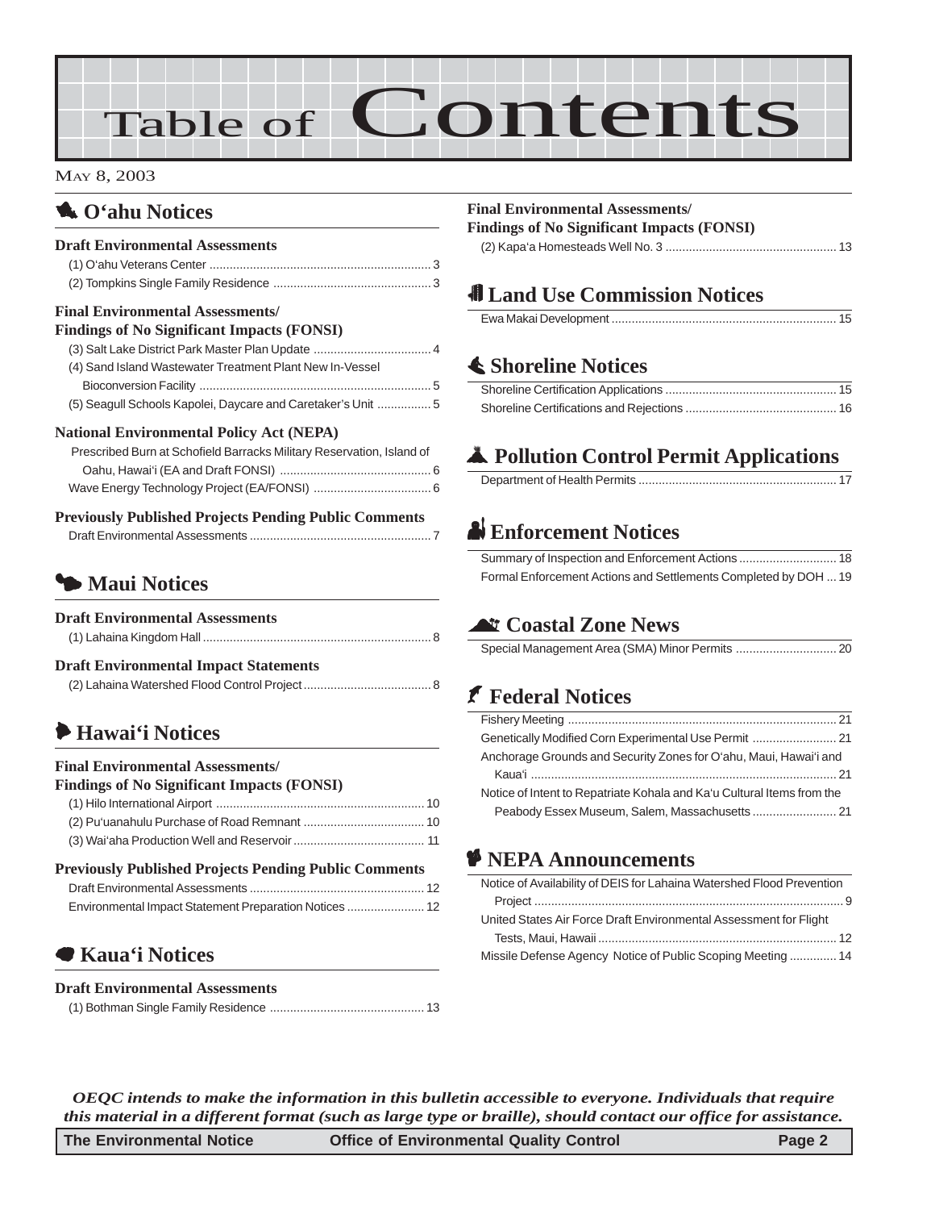# Table of Contents

MAY 8, 2003

## O'ahu Notices

### Draft Environmental Assessments

(1) O'ahu Veterans Center ........ 3
(2) Tompkins Single Family Residence ........ 3

### Final Environmental Assessments/ Findings of No Significant Impacts (FONSI)

(3) Salt Lake District Park Master Plan Update ........ 4
(4) Sand Island Wastewater Treatment Plant New In-Vessel Bioconversion Facility ........ 5
(5) Seagull Schools Kapolei, Daycare and Caretaker's Unit ........ 5

### National Environmental Policy Act (NEPA)

Prescribed Burn at Schofield Barracks Military Reservation, Island of Oahu, Hawai'i (EA and Draft FONSI) ........ 6
Wave Energy Technology Project (EA/FONSI) ........ 6

### Previously Published Projects Pending Public Comments

Draft Environmental Assessments ........ 7

## Maui Notices

### Draft Environmental Assessments

(1) Lahaina Kingdom Hall ........ 8

### Draft Environmental Impact Statements

(2) Lahaina Watershed Flood Control Project ........ 8

## Hawai'i Notices

### Final Environmental Assessments/ Findings of No Significant Impacts (FONSI)

(1) Hilo International Airport ........ 10
(2) Pu'uanahulu Purchase of Road Remnant ........ 10
(3) Wai'aha Production Well and Reservoir ........ 11

### Previously Published Projects Pending Public Comments

Draft Environmental Assessments ........ 12
Environmental Impact Statement Preparation Notices ........ 12

## Kaua'i Notices

### Draft Environmental Assessments

(1) Bothman Single Family Residence ........ 13

### Final Environmental Assessments/ Findings of No Significant Impacts (FONSI)

(2) Kapa'a Homesteads Well No. 3 ........ 13

## Land Use Commission Notices

Ewa Makai Development ........ 15

## Shoreline Notices

Shoreline Certification Applications ........ 15
Shoreline Certifications and Rejections ........ 16

## Pollution Control Permit Applications

Department of Health Permits ........ 17

## Enforcement Notices

Summary of Inspection and Enforcement Actions ........ 18
Formal Enforcement Actions and Settlements Completed by DOH ........ 19

## Coastal Zone News

Special Management Area (SMA) Minor Permits ........ 20

## Federal Notices

Fishery Meeting ........ 21
Genetically Modified Corn Experimental Use Permit ........ 21
Anchorage Grounds and Security Zones for O'ahu, Maui, Hawai'i and Kaua'i ........ 21
Notice of Intent to Repatriate Kohala and Ka'u Cultural Items from the Peabody Essex Museum, Salem, Massachusetts ........ 21

## NEPA Announcements

Notice of Availability of DEIS for Lahaina Watershed Flood Prevention Project ........ 9
United States Air Force Draft Environmental Assessment for Flight Tests, Maui, Hawaii ........ 12
Missile Defense Agency Notice of Public Scoping Meeting ........ 14

*OEQC intends to make the information in this bulletin accessible to everyone. Individuals that require this material in a different format (such as large type or braille), should contact our office for assistance.*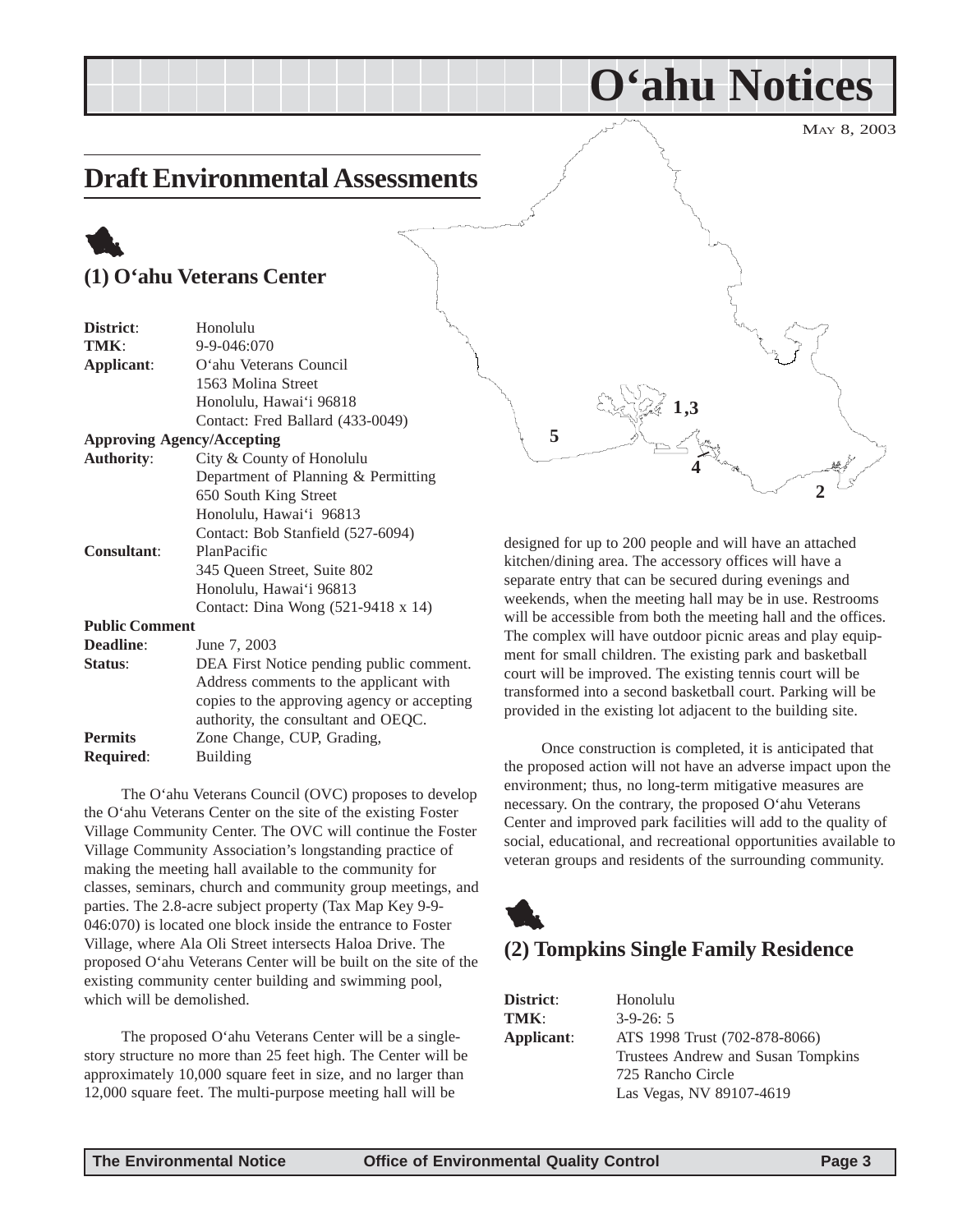# O'ahu Notices

MAY 8, 2003

## Draft Environmental Assessments

### (1) O'ahu Veterans Center

**District**: Honolulu
**TMK**: 9-9-046:070
**Applicant**: O'ahu Veterans Council
1563 Molina Street
Honolulu, Hawai'i 96818
Contact: Fred Ballard (433-0049)
**Approving Agency/Accepting Authority**: City & County of Honolulu
Department of Planning & Permitting
650 South King Street
Honolulu, Hawai'i 96813
Contact: Bob Stanfield (527-6094)
**Consultant**: PlanPacific
345 Queen Street, Suite 802
Honolulu, Hawai'i 96813
Contact: Dina Wong (521-9418 x 14)
**Public Comment Deadline**: June 7, 2003
**Status**: DEA First Notice pending public comment. Address comments to the applicant with copies to the approving agency or accepting authority, the consultant and OEQC.
**Permits Required**: Zone Change, CUP, Grading, Building

The O'ahu Veterans Council (OVC) proposes to develop the O'ahu Veterans Center on the site of the existing Foster Village Community Center. The OVC will continue the Foster Village Community Association's longstanding practice of making the meeting hall available to the community for classes, seminars, church and community group meetings, and parties. The 2.8-acre subject property (Tax Map Key 9-9-046:070) is located one block inside the entrance to Foster Village, where Ala Oli Street intersects Haloa Drive. The proposed O'ahu Veterans Center will be built on the site of the existing community center building and swimming pool, which will be demolished.

The proposed O'ahu Veterans Center will be a single-story structure no more than 25 feet high. The Center will be approximately 10,000 square feet in size, and no larger than 12,000 square feet. The multi-purpose meeting hall will be designed for up to 200 people and will have an attached kitchen/dining area. The accessory offices will have a separate entry that can be secured during evenings and weekends, when the meeting hall may be in use. Restrooms will be accessible from both the meeting hall and the offices. The complex will have outdoor picnic areas and play equipment for small children. The existing park and basketball court will be improved. The existing tennis court will be transformed into a second basketball court. Parking will be provided in the existing lot adjacent to the building site.

Once construction is completed, it is anticipated that the proposed action will not have an adverse impact upon the environment; thus, no long-term mitigative measures are necessary. On the contrary, the proposed O'ahu Veterans Center and improved park facilities will add to the quality of social, educational, and recreational opportunities available to veteran groups and residents of the surrounding community.

### (2) Tompkins Single Family Residence

**District**: Honolulu
**TMK**: 3-9-26: 5
**Applicant**: ATS 1998 Trust (702-878-8066)
Trustees Andrew and Susan Tompkins
725 Rancho Circle
Las Vegas, NV 89107-4619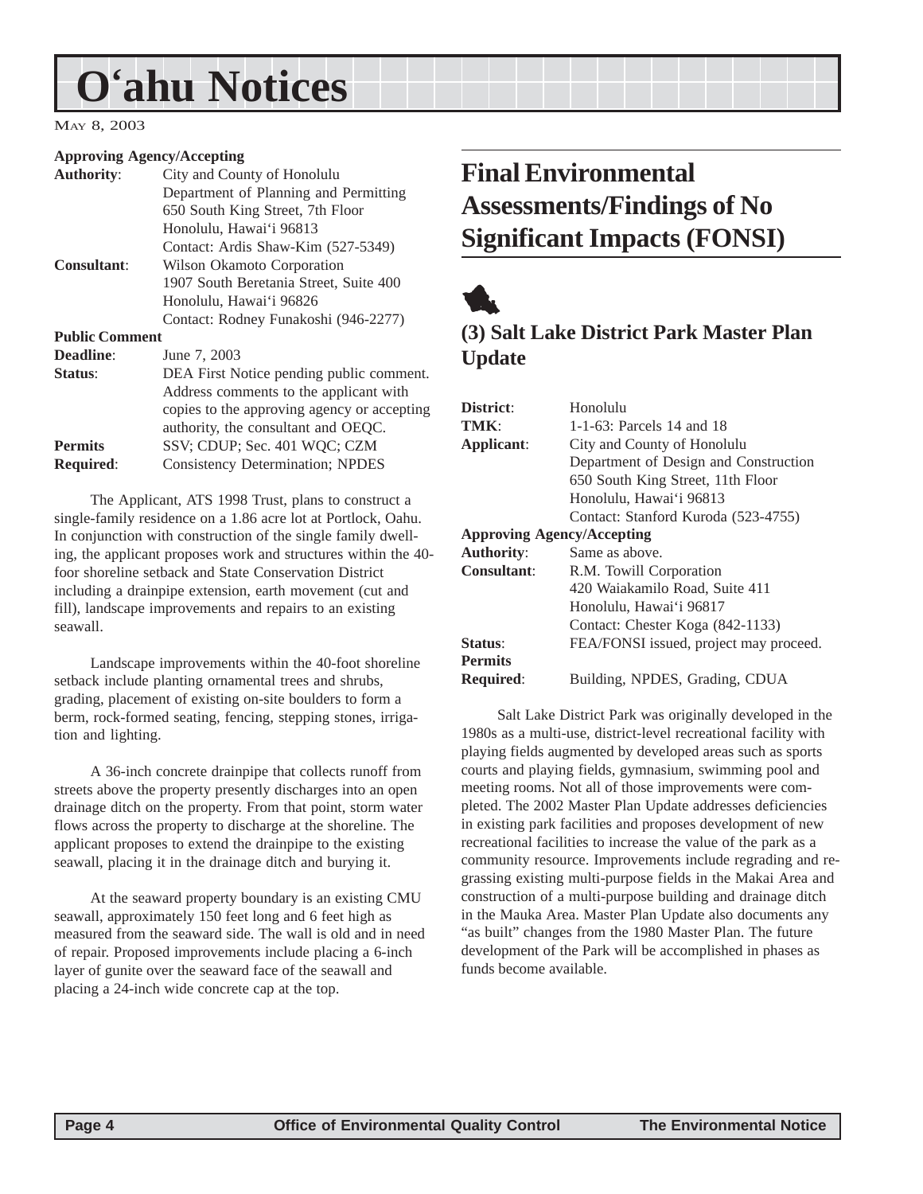# O'ahu Notices

May 8, 2003

**Approving Agency/Accepting**
**Authority**: City and County of Honolulu
Department of Planning and Permitting
650 South King Street, 7th Floor
Honolulu, Hawai'i 96813
Contact: Ardis Shaw-Kim (527-5349)
**Consultant**: Wilson Okamoto Corporation
1907 South Beretania Street, Suite 400
Honolulu, Hawai'i 96826
Contact: Rodney Funakoshi (946-2277)
**Public Comment**
**Deadline**: June 7, 2003
**Status**: DEA First Notice pending public comment. Address comments to the applicant with copies to the approving agency or accepting authority, the consultant and OEQC.
**Permits Required**: SSV; CDUP; Sec. 401 WQC; CZM Consistency Determination; NPDES

The Applicant, ATS 1998 Trust, plans to construct a single-family residence on a 1.86 acre lot at Portlock, Oahu. In conjunction with construction of the single family dwelling, the applicant proposes work and structures within the 40-foor shoreline setback and State Conservation District including a drainpipe extension, earth movement (cut and fill), landscape improvements and repairs to an existing seawall.

Landscape improvements within the 40-foot shoreline setback include planting ornamental trees and shrubs, grading, placement of existing on-site boulders to form a berm, rock-formed seating, fencing, stepping stones, irrigation and lighting.

A 36-inch concrete drainpipe that collects runoff from streets above the property presently discharges into an open drainage ditch on the property. From that point, storm water flows across the property to discharge at the shoreline. The applicant proposes to extend the drainpipe to the existing seawall, placing it in the drainage ditch and burying it.

At the seaward property boundary is an existing CMU seawall, approximately 150 feet long and 6 feet high as measured from the seaward side. The wall is old and in need of repair. Proposed improvements include placing a 6-inch layer of gunite over the seaward face of the seawall and placing a 24-inch wide concrete cap at the top.

## Final Environmental Assessments/Findings of No Significant Impacts (FONSI)

### (3) Salt Lake District Park Master Plan Update

**District**: Honolulu
**TMK**: 1-1-63: Parcels 14 and 18
**Applicant**: City and County of Honolulu
Department of Design and Construction
650 South King Street, 11th Floor
Honolulu, Hawai'i 96813
Contact: Stanford Kuroda (523-4755)
**Approving Agency/Accepting**
**Authority**: Same as above.
**Consultant**: R.M. Towill Corporation
420 Waiakamilo Road, Suite 411
Honolulu, Hawai'i 96817
Contact: Chester Koga (842-1133)
**Status**: FEA/FONSI issued, project may proceed.
**Permits Required**: Building, NPDES, Grading, CDUA

Salt Lake District Park was originally developed in the 1980s as a multi-use, district-level recreational facility with playing fields augmented by developed areas such as sports courts and playing fields, gymnasium, swimming pool and meeting rooms. Not all of those improvements were completed. The 2002 Master Plan Update addresses deficiencies in existing park facilities and proposes development of new recreational facilities to increase the value of the park as a community resource. Improvements include regrading and regrassing existing multi-purpose fields in the Makai Area and construction of a multi-purpose building and drainage ditch in the Mauka Area. Master Plan Update also documents any "as built" changes from the 1980 Master Plan. The future development of the Park will be accomplished in phases as funds become available.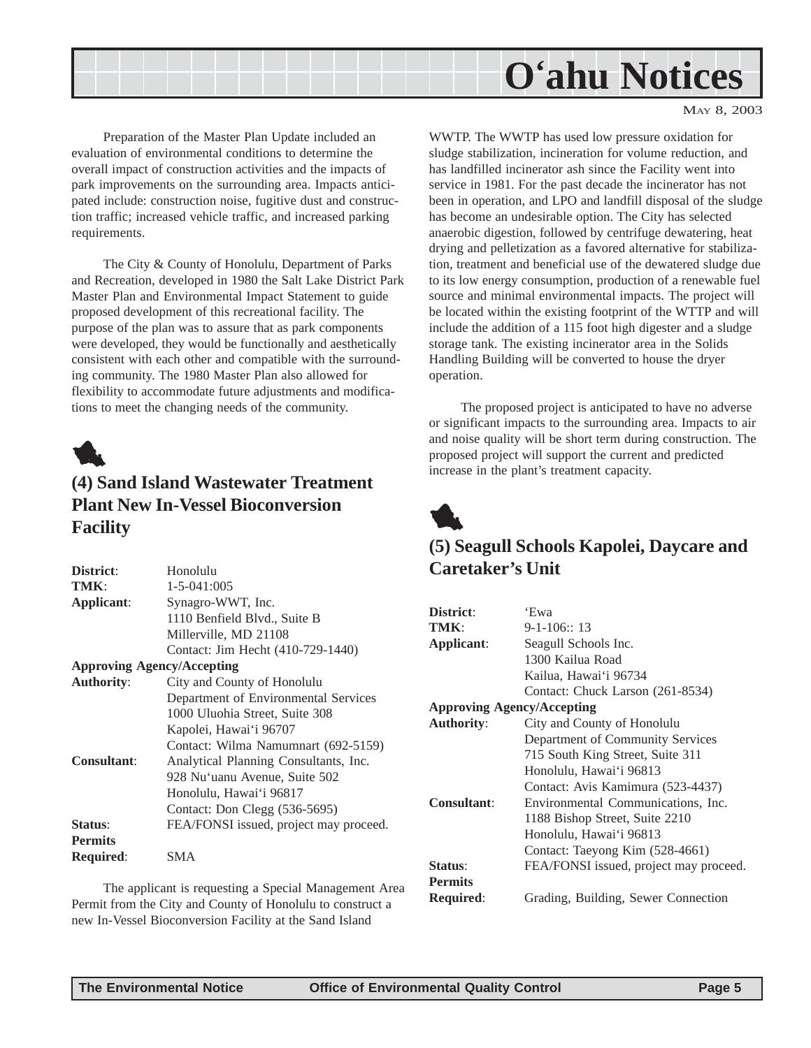Preparation of the Master Plan Update included an evaluation of environmental conditions to determine the overall impact of construction activities and the impacts of park improvements on the surrounding area. Impacts anticipated include: construction noise, fugitive dust and construction traffic; increased vehicle traffic, and increased parking requirements.

The City & County of Honolulu, Department of Parks and Recreation, developed in 1980 the Salt Lake District Park Master Plan and Environmental Impact Statement to guide proposed development of this recreational facility. The purpose of the plan was to assure that as park components were developed, they would be functionally and aesthetically consistent with each other and compatible with the surrounding community. The 1980 Master Plan also allowed for flexibility to accommodate future adjustments and modifications to meet the changing needs of the community.

## (4) Sand Island Wastewater Treatment Plant New In-Vessel Bioconversion Facility

**District**: Honolulu
**TMK**: 1-5-041:005
**Applicant**: Synagro-WWT, Inc.
1110 Benfield Blvd., Suite B
Millerville, MD 21108
Contact: Jim Hecht (410-729-1440)
**Approving Agency/Accepting Authority**: City and County of Honolulu
Department of Environmental Services
1000 Uluohia Street, Suite 308
Kapolei, Hawai'i 96707
Contact: Wilma Namumnart (692-5159)
**Consultant**: Analytical Planning Consultants, Inc.
928 Nu'uanu Avenue, Suite 502
Honolulu, Hawai'i 96817
Contact: Don Clegg (536-5695)
**Status**: FEA/FONSI issued, project may proceed.
**Permits Required**: SMA

The applicant is requesting a Special Management Area Permit from the City and County of Honolulu to construct a new In-Vessel Bioconversion Facility at the Sand Island WWTP. The WWTP has used low pressure oxidation for sludge stabilization, incineration for volume reduction, and has landfilled incinerator ash since the Facility went into service in 1981. For the past decade the incinerator has not been in operation, and LPO and landfill disposal of the sludge has become an undesirable option. The City has selected anaerobic digestion, followed by centrifuge dewatering, heat drying and pelletization as a favored alternative for stabilization, treatment and beneficial use of the dewatered sludge due to its low energy consumption, production of a renewable fuel source and minimal environmental impacts. The project will be located within the existing footprint of the WTTP and will include the addition of a 115 foot high digester and a sludge storage tank. The existing incinerator area in the Solids Handling Building will be converted to house the dryer operation.

The proposed project is anticipated to have no adverse or significant impacts to the surrounding area. Impacts to air and noise quality will be short term during construction. The proposed project will support the current and predicted increase in the plant's treatment capacity.

## (5) Seagull Schools Kapolei, Daycare and Caretaker's Unit

**District**: 'Ewa
**TMK**: 9-1-106:: 13
**Applicant**: Seagull Schools Inc.
1300 Kailua Road
Kailua, Hawai'i 96734
Contact: Chuck Larson (261-8534)
**Approving Agency/Accepting Authority**: City and County of Honolulu
Department of Community Services
715 South King Street, Suite 311
Honolulu, Hawai'i 96813
Contact: Avis Kamimura (523-4437)
**Consultant**: Environmental Communications, Inc.
1188 Bishop Street, Suite 2210
Honolulu, Hawai'i 96813
Contact: Taeyong Kim (528-4661)
**Status**: FEA/FONSI issued, project may proceed.
**Permits Required**: Grading, Building, Sewer Connection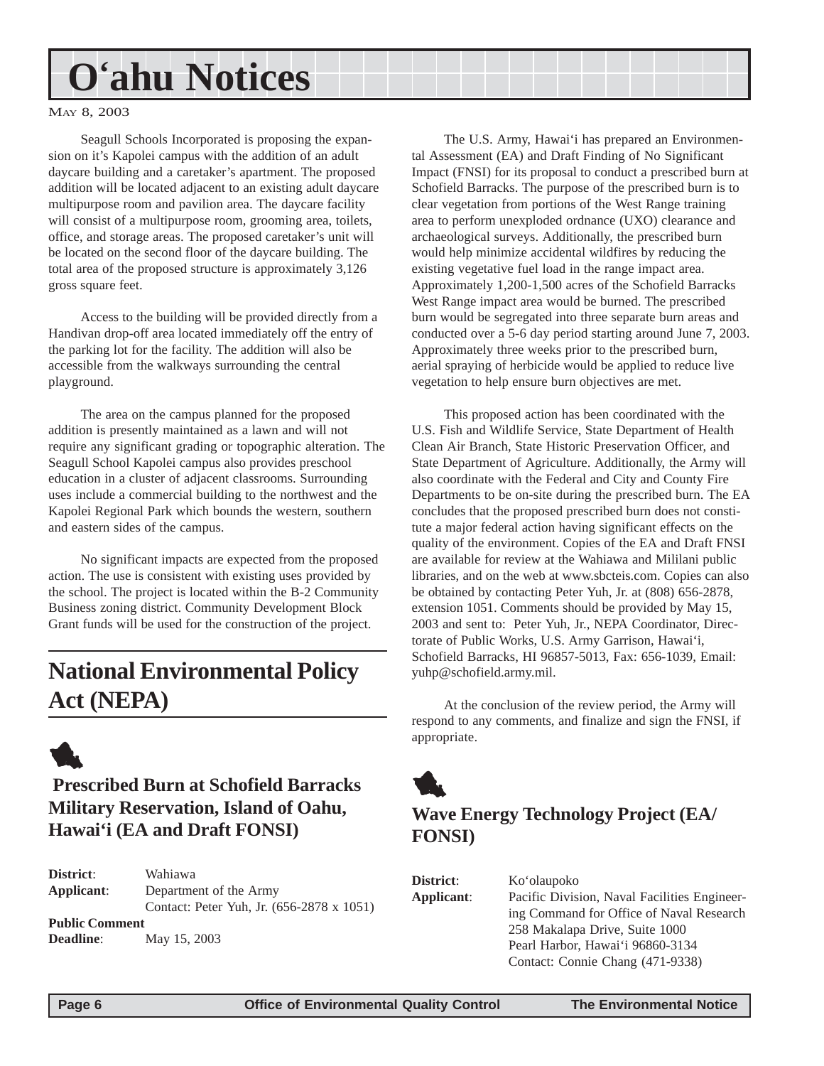# O'ahu Notices

MAY 8, 2003

Seagull Schools Incorporated is proposing the expansion on it's Kapolei campus with the addition of an adult daycare building and a caretaker's apartment. The proposed addition will be located adjacent to an existing adult daycare multipurpose room and pavilion area. The daycare facility will consist of a multipurpose room, grooming area, toilets, office, and storage areas. The proposed caretaker's unit will be located on the second floor of the daycare building. The total area of the proposed structure is approximately 3,126 gross square feet.

Access to the building will be provided directly from a Handivan drop-off area located immediately off the entry of the parking lot for the facility. The addition will also be accessible from the walkways surrounding the central playground.

The area on the campus planned for the proposed addition is presently maintained as a lawn and will not require any significant grading or topographic alteration. The Seagull School Kapolei campus also provides preschool education in a cluster of adjacent classrooms. Surrounding uses include a commercial building to the northwest and the Kapolei Regional Park which bounds the western, southern and eastern sides of the campus.

No significant impacts are expected from the proposed action. The use is consistent with existing uses provided by the school. The project is located within the B-2 Community Business zoning district. Community Development Block Grant funds will be used for the construction of the project.

## National Environmental Policy Act (NEPA)

### Prescribed Burn at Schofield Barracks Military Reservation, Island of Oahu, Hawai'i (EA and Draft FONSI)

**District**: Wahiawa
**Applicant**: Department of the Army
Contact: Peter Yuh, Jr. (656-2878 x 1051)
**Public Comment Deadline**: May 15, 2003

The U.S. Army, Hawai'i has prepared an Environmental Assessment (EA) and Draft Finding of No Significant Impact (FNSI) for its proposal to conduct a prescribed burn at Schofield Barracks. The purpose of the prescribed burn is to clear vegetation from portions of the West Range training area to perform unexploded ordnance (UXO) clearance and archaeological surveys. Additionally, the prescribed burn would help minimize accidental wildfires by reducing the existing vegetative fuel load in the range impact area. Approximately 1,200-1,500 acres of the Schofield Barracks West Range impact area would be burned. The prescribed burn would be segregated into three separate burn areas and conducted over a 5-6 day period starting around June 7, 2003. Approximately three weeks prior to the prescribed burn, aerial spraying of herbicide would be applied to reduce live vegetation to help ensure burn objectives are met.

This proposed action has been coordinated with the U.S. Fish and Wildlife Service, State Department of Health Clean Air Branch, State Historic Preservation Officer, and State Department of Agriculture. Additionally, the Army will also coordinate with the Federal and City and County Fire Departments to be on-site during the prescribed burn. The EA concludes that the proposed prescribed burn does not constitute a major federal action having significant effects on the quality of the environment. Copies of the EA and Draft FNSI are available for review at the Wahiawa and Mililani public libraries, and on the web at www.sbcteis.com. Copies can also be obtained by contacting Peter Yuh, Jr. at (808) 656-2878, extension 1051. Comments should be provided by May 15, 2003 and sent to: Peter Yuh, Jr., NEPA Coordinator, Directorate of Public Works, U.S. Army Garrison, Hawai'i, Schofield Barracks, HI 96857-5013, Fax: 656-1039, Email: yuhp@schofield.army.mil.

At the conclusion of the review period, the Army will respond to any comments, and finalize and sign the FNSI, if appropriate.

### Wave Energy Technology Project (EA/FONSI)

**District**: Ko'olaupoko
**Applicant**: Pacific Division, Naval Facilities Engineering Command for Office of Naval Research
258 Makalapa Drive, Suite 1000
Pearl Harbor, Hawai'i 96860-3134
Contact: Connie Chang (471-9338)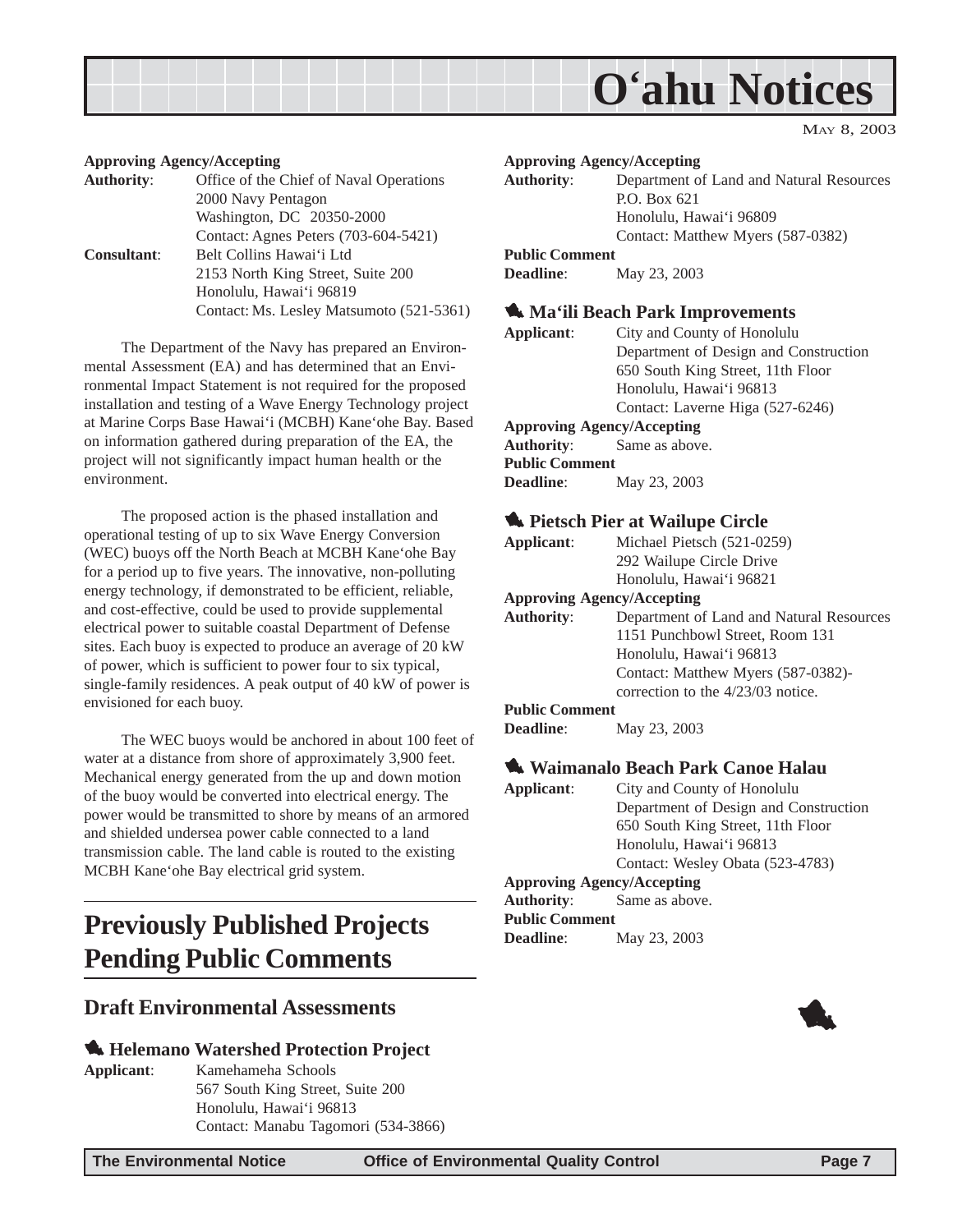**Approving Agency/Accepting**
**Authority**: Office of the Chief of Naval Operations
2000 Navy Pentagon
Washington, DC 20350-2000
Contact: Agnes Peters (703-604-5421)
**Consultant**: Belt Collins Hawai'i Ltd
2153 North King Street, Suite 200
Honolulu, Hawai'i 96819
Contact: Ms. Lesley Matsumoto (521-5361)

The Department of the Navy has prepared an Environmental Assessment (EA) and has determined that an Environmental Impact Statement is not required for the proposed installation and testing of a Wave Energy Technology project at Marine Corps Base Hawai'i (MCBH) Kane'ohe Bay. Based on information gathered during preparation of the EA, the project will not significantly impact human health or the environment.

The proposed action is the phased installation and operational testing of up to six Wave Energy Conversion (WEC) buoys off the North Beach at MCBH Kane'ohe Bay for a period up to five years. The innovative, non-polluting energy technology, if demonstrated to be efficient, reliable, and cost-effective, could be used to provide supplemental electrical power to suitable coastal Department of Defense sites. Each buoy is expected to produce an average of 20 kW of power, which is sufficient to power four to six typical, single-family residences. A peak output of 40 kW of power is envisioned for each buoy.

The WEC buoys would be anchored in about 100 feet of water at a distance from shore of approximately 3,900 feet. Mechanical energy generated from the up and down motion of the buoy would be converted into electrical energy. The power would be transmitted to shore by means of an armored and shielded undersea power cable connected to a land transmission cable. The land cable is routed to the existing MCBH Kane'ohe Bay electrical grid system.

# Previously Published Projects Pending Public Comments

## Draft Environmental Assessments

### Helemano Watershed Protection Project

**Applicant**: Kamehameha Schools
567 South King Street, Suite 200
Honolulu, Hawai'i 96813
Contact: Manabu Tagomori (534-3866)

**Approving Agency/Accepting**
**Authority**: Department of Land and Natural Resources
P.O. Box 621
Honolulu, Hawai'i 96809
Contact: Matthew Myers (587-0382)

**Public Comment**
**Deadline**: May 23, 2003

### Ma'ili Beach Park Improvements

**Applicant**: City and County of Honolulu
Department of Design and Construction
650 South King Street, 11th Floor
Honolulu, Hawai'i 96813
Contact: Laverne Higa (527-6246)

**Approving Agency/Accepting**
**Authority**: Same as above.

**Public Comment**
**Deadline**: May 23, 2003

### Pietsch Pier at Wailupe Circle

**Applicant**: Michael Pietsch (521-0259)
292 Wailupe Circle Drive
Honolulu, Hawai'i 96821

**Approving Agency/Accepting**
**Authority**: Department of Land and Natural Resources
1151 Punchbowl Street, Room 131
Honolulu, Hawai'i 96813
Contact: Matthew Myers (587-0382)-
correction to the 4/23/03 notice.

**Public Comment**
**Deadline**: May 23, 2003

### Waimanalo Beach Park Canoe Halau

**Applicant**: City and County of Honolulu
Department of Design and Construction
650 South King Street, 11th Floor
Honolulu, Hawai'i 96813
Contact: Wesley Obata (523-4783)

**Approving Agency/Accepting**
**Authority**: Same as above.

**Public Comment**
**Deadline**: May 23, 2003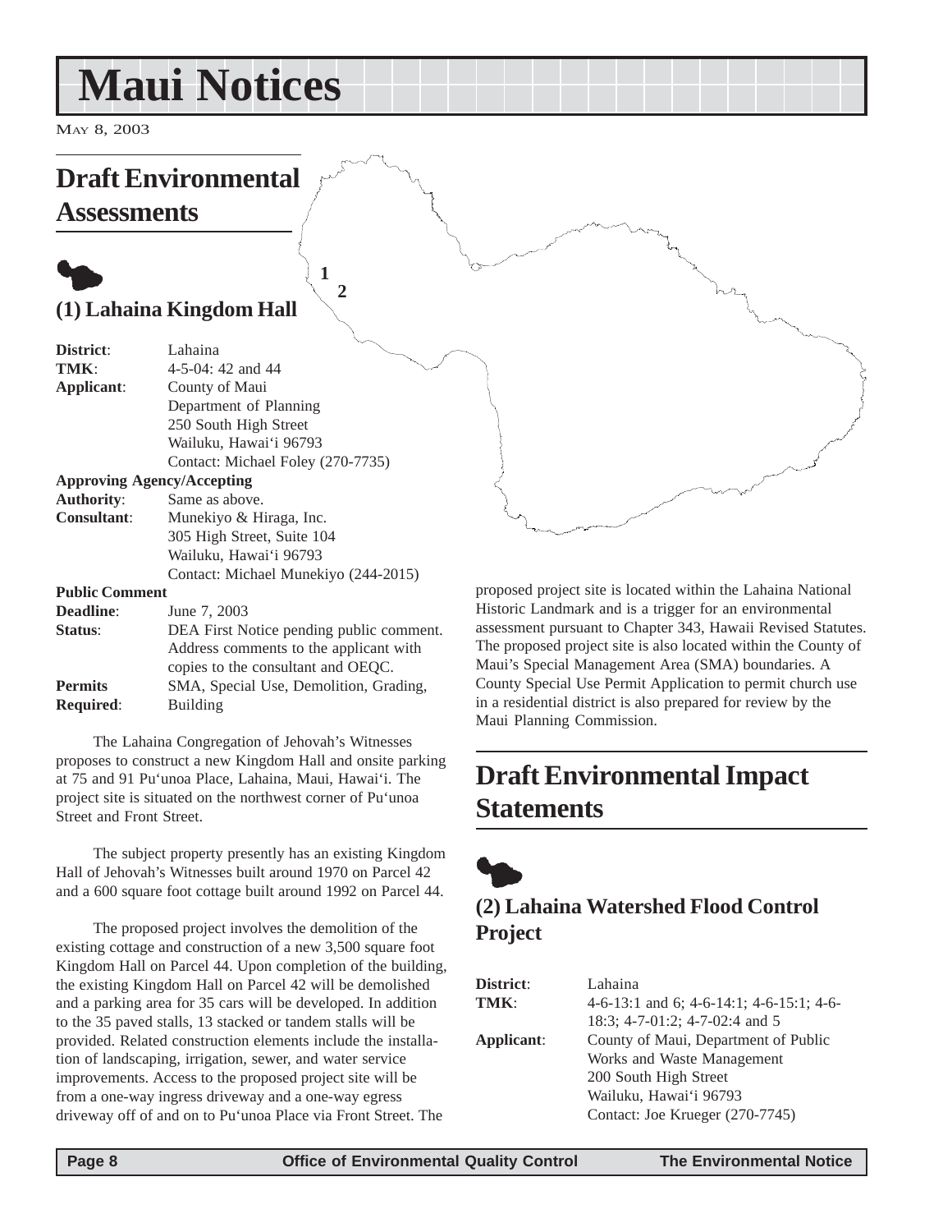# Maui Notices

May 8, 2003

## Draft Environmental Assessments

### (1) Lahaina Kingdom Hall

| | |
|---|---|
| **District**: | Lahaina |
| **TMK**: | 4-5-04: 42 and 44 |
| **Applicant**: | County of Maui<br>Department of Planning<br>250 South High Street<br>Wailuku, Hawai'i 96793<br>Contact: Michael Foley (270-7735) |
| **Approving Agency/Accepting Authority**: | Same as above. |
| **Consultant**: | Munekiyo & Hiraga, Inc.<br>305 High Street, Suite 104<br>Wailuku, Hawai'i 96793<br>Contact: Michael Munekiyo (244-2015) |
| **Public Comment Deadline**: | June 7, 2003 |
| **Status**: | DEA First Notice pending public comment. Address comments to the applicant with copies to the consultant and OEQC. |
| **Permits Required**: | SMA, Special Use, Demolition, Grading, Building |

The Lahaina Congregation of Jehovah's Witnesses proposes to construct a new Kingdom Hall and onsite parking at 75 and 91 Pu'unoa Place, Lahaina, Maui, Hawai'i. The project site is situated on the northwest corner of Pu'unoa Street and Front Street.

The subject property presently has an existing Kingdom Hall of Jehovah's Witnesses built around 1970 on Parcel 42 and a 600 square foot cottage built around 1992 on Parcel 44.

The proposed project involves the demolition of the existing cottage and construction of a new 3,500 square foot Kingdom Hall on Parcel 44. Upon completion of the building, the existing Kingdom Hall on Parcel 42 will be demolished and a parking area for 35 cars will be developed. In addition to the 35 paved stalls, 13 stacked or tandem stalls will be provided. Related construction elements include the installation of landscaping, irrigation, sewer, and water service improvements. Access to the proposed project site will be from a one-way ingress driveway and a one-way egress driveway off of and on to Pu'unoa Place via Front Street. The proposed project site is located within the Lahaina National Historic Landmark and is a trigger for an environmental assessment pursuant to Chapter 343, Hawaii Revised Statutes. The proposed project site is also located within the County of Maui's Special Management Area (SMA) boundaries. A County Special Use Permit Application to permit church use in a residential district is also prepared for review by the Maui Planning Commission.

## Draft Environmental Impact Statements

### (2) Lahaina Watershed Flood Control Project

| | |
|---|---|
| **District**: | Lahaina |
| **TMK**: | 4-6-13:1 and 6; 4-6-14:1; 4-6-15:1; 4-6-18:3; 4-7-01:2; 4-7-02:4 and 5 |
| **Applicant**: | County of Maui, Department of Public Works and Waste Management<br>200 South High Street<br>Wailuku, Hawai'i 96793<br>Contact: Joe Krueger (270-7745) |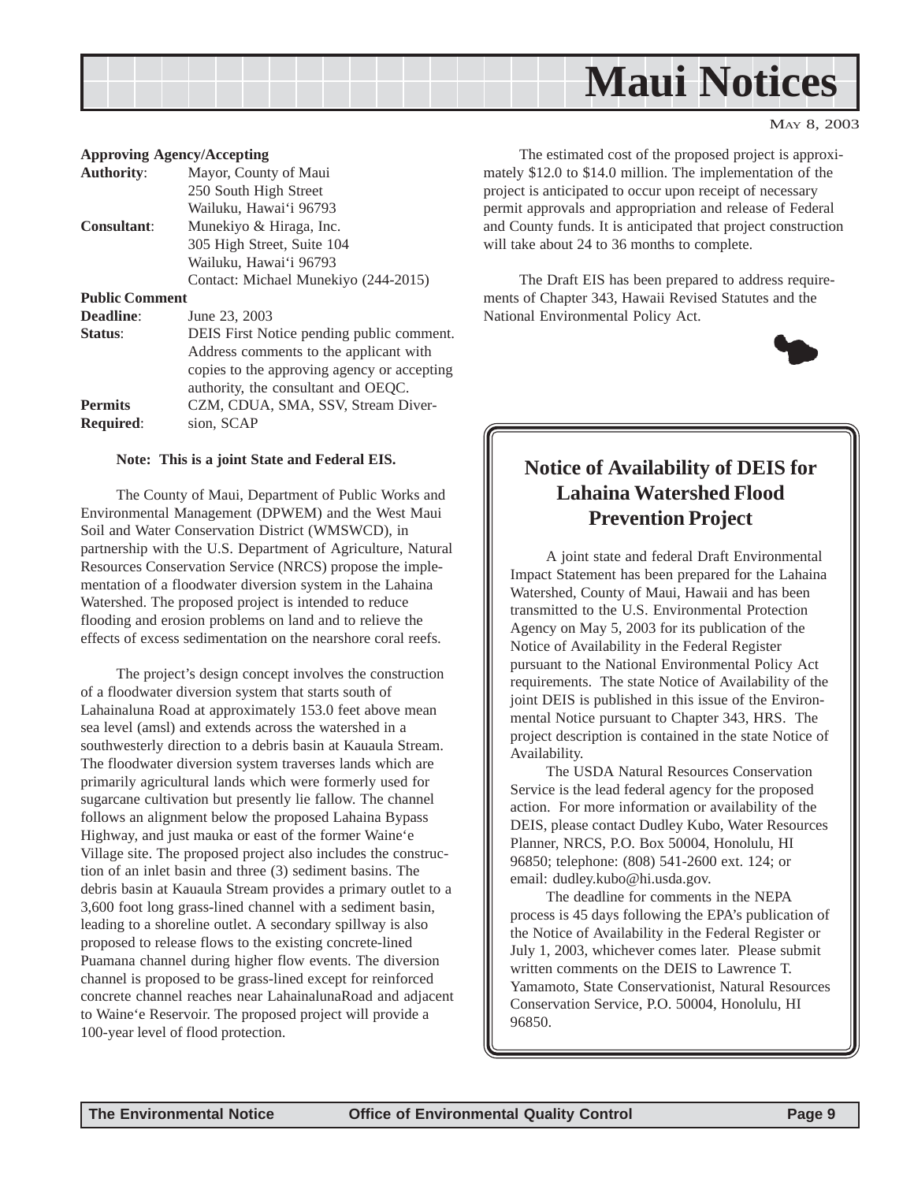**Approving Agency/Accepting**

| | |
|---|---|
| **Authority**: | Mayor, County of Maui<br>250 South High Street<br>Wailuku, Hawai'i 96793 |
| **Consultant**: | Munekiyo & Hiraga, Inc.<br>305 High Street, Suite 104<br>Wailuku, Hawai'i 96793<br>Contact: Michael Munekiyo (244-2015) |

**Public Comment**

| | |
|---|---|
| **Deadline**: | June 23, 2003 |
| **Status**: | DEIS First Notice pending public comment. Address comments to the applicant with copies to the approving agency or accepting authority, the consultant and OEQC. |
| **Permits Required**: | CZM, CDUA, SMA, SSV, Stream Diversion, SCAP |

**Note: This is a joint State and Federal EIS.**

The County of Maui, Department of Public Works and Environmental Management (DPWEM) and the West Maui Soil and Water Conservation District (WMSWCD), in partnership with the U.S. Department of Agriculture, Natural Resources Conservation Service (NRCS) propose the implementation of a floodwater diversion system in the Lahaina Watershed. The proposed project is intended to reduce flooding and erosion problems on land and to relieve the effects of excess sedimentation on the nearshore coral reefs.

The project's design concept involves the construction of a floodwater diversion system that starts south of Lahainaluna Road at approximately 153.0 feet above mean sea level (amsl) and extends across the watershed in a southwesterly direction to a debris basin at Kauaula Stream. The floodwater diversion system traverses lands which are primarily agricultural lands which were formerly used for sugarcane cultivation but presently lie fallow. The channel follows an alignment below the proposed Lahaina Bypass Highway, and just mauka or east of the former Waine'e Village site. The proposed project also includes the construction of an inlet basin and three (3) sediment basins. The debris basin at Kauaula Stream provides a primary outlet to a 3,600 foot long grass-lined channel with a sediment basin, leading to a shoreline outlet. A secondary spillway is also proposed to release flows to the existing concrete-lined Puamana channel during higher flow events. The diversion channel is proposed to be grass-lined except for reinforced concrete channel reaches near LahainalunaRoad and adjacent to Waine'e Reservoir. The proposed project will provide a 100-year level of flood protection.

The estimated cost of the proposed project is approximately $12.0 to $14.0 million. The implementation of the project is anticipated to occur upon receipt of necessary permit approvals and appropriation and release of Federal and County funds. It is anticipated that project construction will take about 24 to 36 months to complete.

The Draft EIS has been prepared to address requirements of Chapter 343, Hawaii Revised Statutes and the National Environmental Policy Act.

## Notice of Availability of DEIS for Lahaina Watershed Flood Prevention Project

A joint state and federal Draft Environmental Impact Statement has been prepared for the Lahaina Watershed, County of Maui, Hawaii and has been transmitted to the U.S. Environmental Protection Agency on May 5, 2003 for its publication of the Notice of Availability in the Federal Register pursuant to the National Environmental Policy Act requirements. The state Notice of Availability of the joint DEIS is published in this issue of the Environmental Notice pursuant to Chapter 343, HRS. The project description is contained in the state Notice of Availability.

The USDA Natural Resources Conservation Service is the lead federal agency for the proposed action. For more information or availability of the DEIS, please contact Dudley Kubo, Water Resources Planner, NRCS, P.O. Box 50004, Honolulu, HI 96850; telephone: (808) 541-2600 ext. 124; or email: dudley.kubo@hi.usda.gov.

The deadline for comments in the NEPA process is 45 days following the EPA's publication of the Notice of Availability in the Federal Register or July 1, 2003, whichever comes later. Please submit written comments on the DEIS to Lawrence T. Yamamoto, State Conservationist, Natural Resources Conservation Service, P.O. 50004, Honolulu, HI 96850.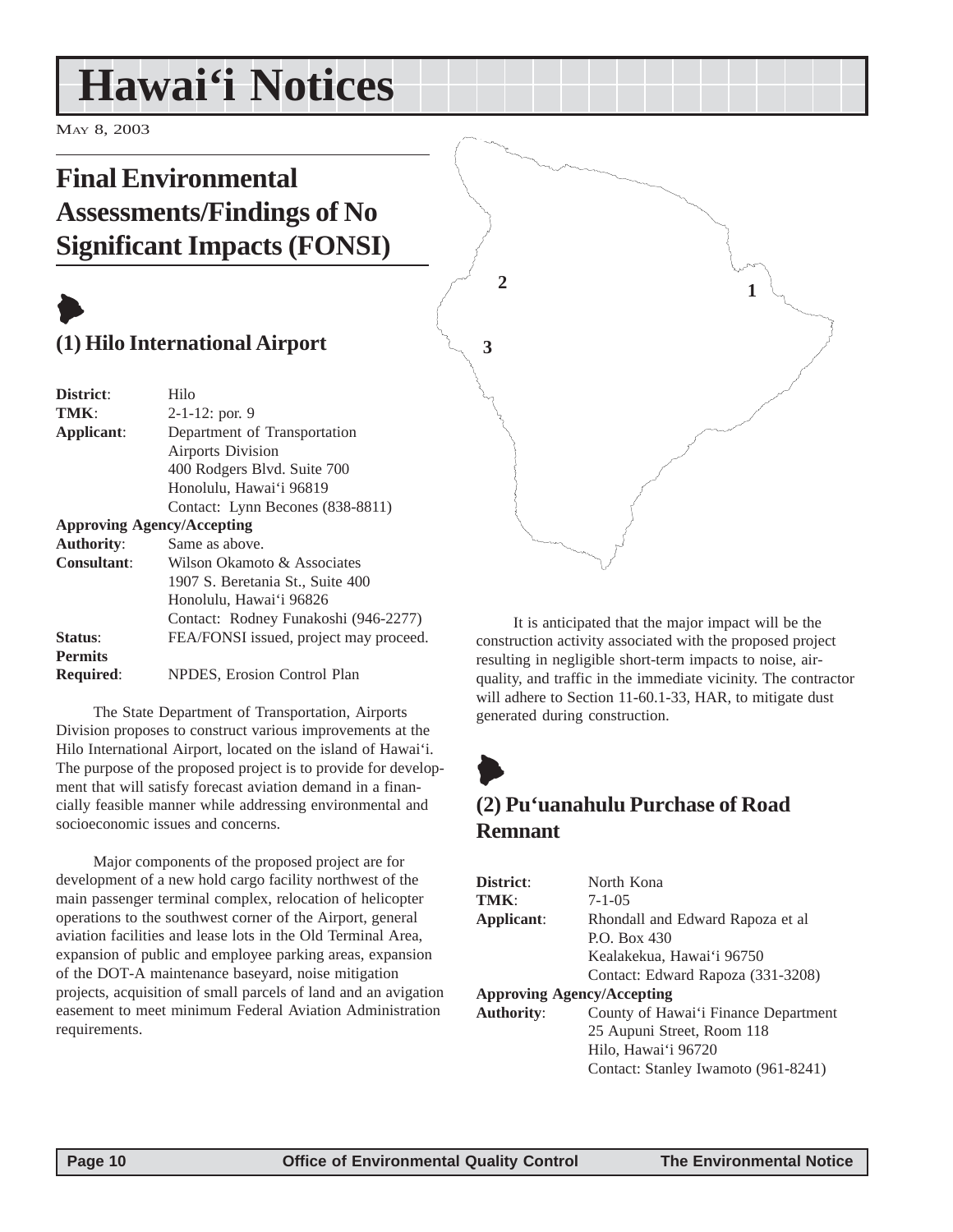# Hawai'i Notices

May 8, 2003

## Final Environmental Assessments/Findings of No Significant Impacts (FONSI)

### (1) Hilo International Airport

| | |
|---|---|
| **District**: | Hilo |
| **TMK**: | 2-1-12: por. 9 |
| **Applicant**: | Department of Transportation<br>Airports Division<br>400 Rodgers Blvd. Suite 700<br>Honolulu, Hawai'i 96819<br>Contact: Lynn Becones (838-8811) |
| **Approving Agency/Accepting Authority**: | Same as above. |
| **Consultant**: | Wilson Okamoto & Associates<br>1907 S. Beretania St., Suite 400<br>Honolulu, Hawai'i 96826<br>Contact: Rodney Funakoshi (946-2277) |
| **Status**: | FEA/FONSI issued, project may proceed. |
| **Permits Required**: | NPDES, Erosion Control Plan |

The State Department of Transportation, Airports Division proposes to construct various improvements at the Hilo International Airport, located on the island of Hawai'i. The purpose of the proposed project is to provide for development that will satisfy forecast aviation demand in a financially feasible manner while addressing environmental and socioeconomic issues and concerns.

Major components of the proposed project are for development of a new hold cargo facility northwest of the main passenger terminal complex, relocation of helicopter operations to the southwest corner of the Airport, general aviation facilities and lease lots in the Old Terminal Area, expansion of public and employee parking areas, expansion of the DOT-A maintenance baseyard, noise mitigation projects, acquisition of small parcels of land and an avigation easement to meet minimum Federal Aviation Administration requirements.

It is anticipated that the major impact will be the construction activity associated with the proposed project resulting in negligible short-term impacts to noise, air-quality, and traffic in the immediate vicinity. The contractor will adhere to Section 11-60.1-33, HAR, to mitigate dust generated during construction.

### (2) Pu'uanahulu Purchase of Road Remnant

| | |
|---|---|
| **District**: | North Kona |
| **TMK**: | 7-1-05 |
| **Applicant**: | Rhondall and Edward Rapoza et al<br>P.O. Box 430<br>Kealakekua, Hawai'i 96750<br>Contact: Edward Rapoza (331-3208) |
| **Approving Agency/Accepting Authority**: | County of Hawai'i Finance Department<br>25 Aupuni Street, Room 118<br>Hilo, Hawai'i 96720<br>Contact: Stanley Iwamoto (961-8241) |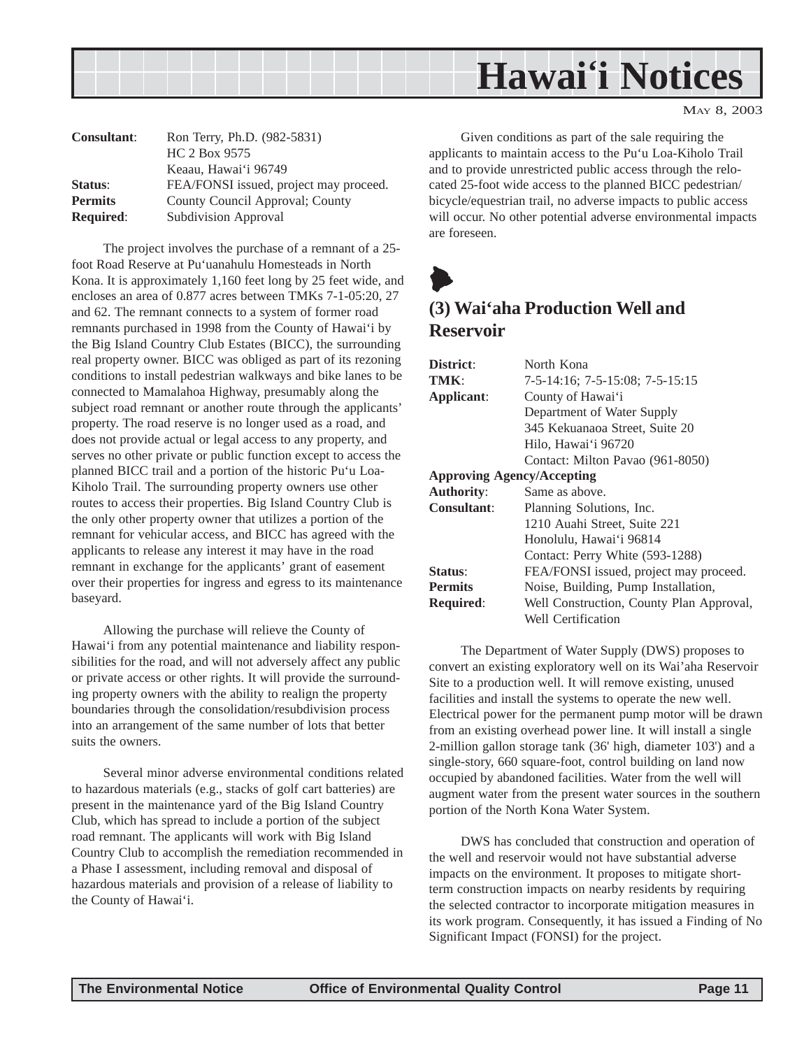| | |
|---|---|
| **Consultant**: | Ron Terry, Ph.D. (982-5831) HC 2 Box 9575 Keaau, Hawai'i 96749 |
| **Status**: | FEA/FONSI issued, project may proceed. |
| **Permits Required**: | County Council Approval; County Subdivision Approval |

The project involves the purchase of a remnant of a 25-foot Road Reserve at Pu'uanahulu Homesteads in North Kona. It is approximately 1,160 feet long by 25 feet wide, and encloses an area of 0.877 acres between TMKs 7-1-05:20, 27 and 62. The remnant connects to a system of former road remnants purchased in 1998 from the County of Hawai'i by the Big Island Country Club Estates (BICC), the surrounding real property owner. BICC was obliged as part of its rezoning conditions to install pedestrian walkways and bike lanes to be connected to Mamalahoa Highway, presumably along the subject road remnant or another route through the applicants' property. The road reserve is no longer used as a road, and does not provide actual or legal access to any property, and serves no other private or public function except to access the planned BICC trail and a portion of the historic Pu'u Loa-Kiholo Trail. The surrounding property owners use other routes to access their properties. Big Island Country Club is the only other property owner that utilizes a portion of the remnant for vehicular access, and BICC has agreed with the applicants to release any interest it may have in the road remnant in exchange for the applicants' grant of easement over their properties for ingress and egress to its maintenance baseyard.

Allowing the purchase will relieve the County of Hawai'i from any potential maintenance and liability responsibilities for the road, and will not adversely affect any public or private access or other rights. It will provide the surrounding property owners with the ability to realign the property boundaries through the consolidation/resubdivision process into an arrangement of the same number of lots that better suits the owners.

Several minor adverse environmental conditions related to hazardous materials (e.g., stacks of golf cart batteries) are present in the maintenance yard of the Big Island Country Club, which has spread to include a portion of the subject road remnant. The applicants will work with Big Island Country Club to accomplish the remediation recommended in a Phase I assessment, including removal and disposal of hazardous materials and provision of a release of liability to the County of Hawai'i.

Given conditions as part of the sale requiring the applicants to maintain access to the Pu'u Loa-Kiholo Trail and to provide unrestricted public access through the relocated 25-foot wide access to the planned BICC pedestrian/bicycle/equestrian trail, no adverse impacts to public access will occur. No other potential adverse environmental impacts are foreseen.

## (3) Wai'aha Production Well and Reservoir

| | |
|---|---|
| **District**: | North Kona |
| **TMK**: | 7-5-14:16; 7-5-15:08; 7-5-15:15 |
| **Applicant**: | County of Hawai'i Department of Water Supply 345 Kekuanaoa Street, Suite 20 Hilo, Hawai'i 96720 Contact: Milton Pavao (961-8050) |
| **Approving Agency/Accepting Authority**: | Same as above. |
| **Consultant**: | Planning Solutions, Inc. 1210 Auahi Street, Suite 221 Honolulu, Hawai'i 96814 Contact: Perry White (593-1288) |
| **Status**: | FEA/FONSI issued, project may proceed. |
| **Permits Required**: | Noise, Building, Pump Installation, Well Construction, County Plan Approval, Well Certification |

The Department of Water Supply (DWS) proposes to convert an existing exploratory well on its Wai'aha Reservoir Site to a production well. It will remove existing, unused facilities and install the systems to operate the new well. Electrical power for the permanent pump motor will be drawn from an existing overhead power line. It will install a single 2-million gallon storage tank (36' high, diameter 103') and a single-story, 660 square-foot, control building on land now occupied by abandoned facilities. Water from the well will augment water from the present water sources in the southern portion of the North Kona Water System.

DWS has concluded that construction and operation of the well and reservoir would not have substantial adverse impacts on the environment. It proposes to mitigate short-term construction impacts on nearby residents by requiring the selected contractor to incorporate mitigation measures in its work program. Consequently, it has issued a Finding of No Significant Impact (FONSI) for the project.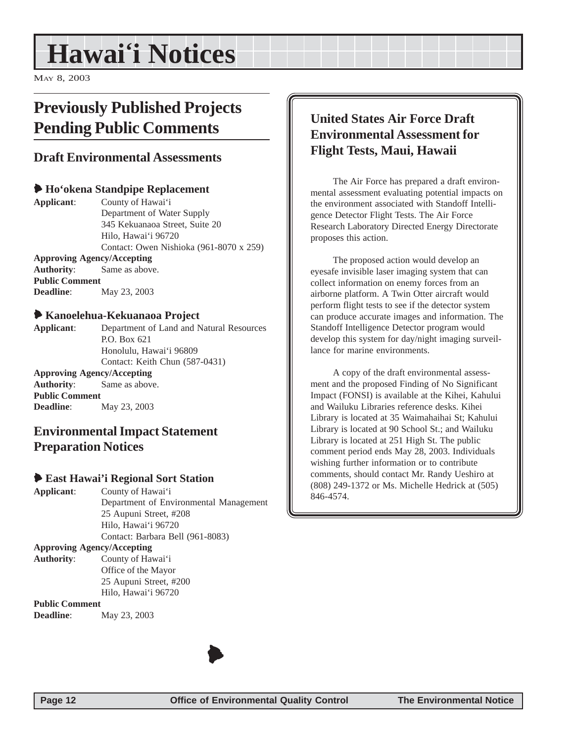# Hawai'i Notices

May 8, 2003

## Previously Published Projects Pending Public Comments

### Draft Environmental Assessments

#### Ho'okena Standpipe Replacement

**Applicant**: County of Hawai'i
Department of Water Supply
345 Kekuanaoa Street, Suite 20
Hilo, Hawai'i 96720
Contact: Owen Nishioka (961-8070 x 259)

**Approving Agency/Accepting Authority**: Same as above.

**Public Comment Deadline**: May 23, 2003

#### Kanoelehua-Kekuanaoa Project

**Applicant**: Department of Land and Natural Resources
P.O. Box 621
Honolulu, Hawai'i 96809
Contact: Keith Chun (587-0431)

**Approving Agency/Accepting Authority**: Same as above.

**Public Comment Deadline**: May 23, 2003

### Environmental Impact Statement Preparation Notices

#### East Hawai'i Regional Sort Station

**Applicant**: County of Hawai'i
Department of Environmental Management
25 Aupuni Street, #208
Hilo, Hawai'i 96720
Contact: Barbara Bell (961-8083)

**Approving Agency/Accepting Authority**: County of Hawai'i
Office of the Mayor
25 Aupuni Street, #200
Hilo, Hawai'i 96720

**Public Comment Deadline**: May 23, 2003

### United States Air Force Draft Environmental Assessment for Flight Tests, Maui, Hawaii

The Air Force has prepared a draft environmental assessment evaluating potential impacts on the environment associated with Standoff Intelligence Detector Flight Tests. The Air Force Research Laboratory Directed Energy Directorate proposes this action.

The proposed action would develop an eyesafe invisible laser imaging system that can collect information on enemy forces from an airborne platform. A Twin Otter aircraft would perform flight tests to see if the detector system can produce accurate images and information. The Standoff Intelligence Detector program would develop this system for day/night imaging surveillance for marine environments.

A copy of the draft environmental assessment and the proposed Finding of No Significant Impact (FONSI) is available at the Kihei, Kahului and Wailuku Libraries reference desks. Kihei Library is located at 35 Waimahaihai St; Kahului Library is located at 90 School St.; and Wailuku Library is located at 251 High St. The public comment period ends May 28, 2003. Individuals wishing further information or to contribute comments, should contact Mr. Randy Ueshiro at (808) 249-1372 or Ms. Michelle Hedrick at (505) 846-4574.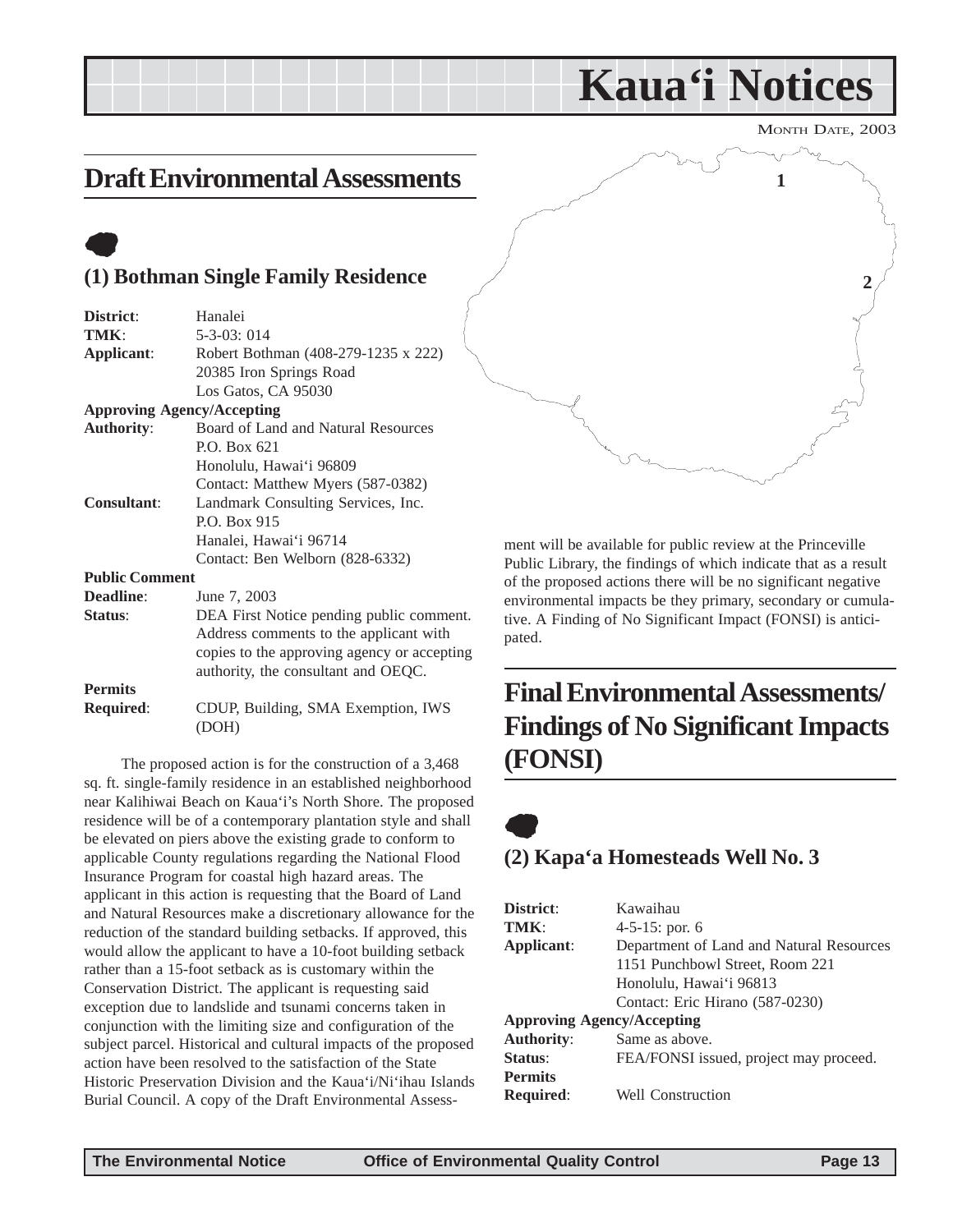# Kaua'i Notices

MONTH DATE, 2003

## Draft Environmental Assessments

### (1) Bothman Single Family Residence

**District**: Hanalei
**TMK**: 5-3-03: 014
**Applicant**: Robert Bothman (408-279-1235 x 222)
20385 Iron Springs Road
Los Gatos, CA 95030
**Approving Agency/Accepting Authority**: Board of Land and Natural Resources
P.O. Box 621
Honolulu, Hawai'i 96809
Contact: Matthew Myers (587-0382)
**Consultant**: Landmark Consulting Services, Inc.
P.O. Box 915
Hanalei, Hawai'i 96714
Contact: Ben Welborn (828-6332)
**Public Comment Deadline**: June 7, 2003
**Status**: DEA First Notice pending public comment. Address comments to the applicant with copies to the approving agency or accepting authority, the consultant and OEQC.
**Permits Required**: CDUP, Building, SMA Exemption, IWS (DOH)

The proposed action is for the construction of a 3,468 sq. ft. single-family residence in an established neighborhood near Kalihiwai Beach on Kaua'i's North Shore. The proposed residence will be of a contemporary plantation style and shall be elevated on piers above the existing grade to conform to applicable County regulations regarding the National Flood Insurance Program for coastal high hazard areas. The applicant in this action is requesting that the Board of Land and Natural Resources make a discretionary allowance for the reduction of the standard building setbacks. If approved, this would allow the applicant to have a 10-foot building setback rather than a 15-foot setback as is customary within the Conservation District. The applicant is requesting said exception due to landslide and tsunami concerns taken in conjunction with the limiting size and configuration of the subject parcel. Historical and cultural impacts of the proposed action have been resolved to the satisfaction of the State Historic Preservation Division and the Kaua'i/Ni'ihau Islands Burial Council. A copy of the Draft Environmental Assessment will be available for public review at the Princeville Public Library, the findings of which indicate that as a result of the proposed actions there will be no significant negative environmental impacts be they primary, secondary or cumulative. A Finding of No Significant Impact (FONSI) is anticipated.

## Final Environmental Assessments/ Findings of No Significant Impacts (FONSI)

### (2) Kapa'a Homesteads Well No. 3

**District**: Kawaihau
**TMK**: 4-5-15: por. 6
**Applicant**: Department of Land and Natural Resources
1151 Punchbowl Street, Room 221
Honolulu, Hawai'i 96813
Contact: Eric Hirano (587-0230)
**Approving Agency/Accepting Authority**: Same as above.
**Status**: FEA/FONSI issued, project may proceed.
**Permits Required**: Well Construction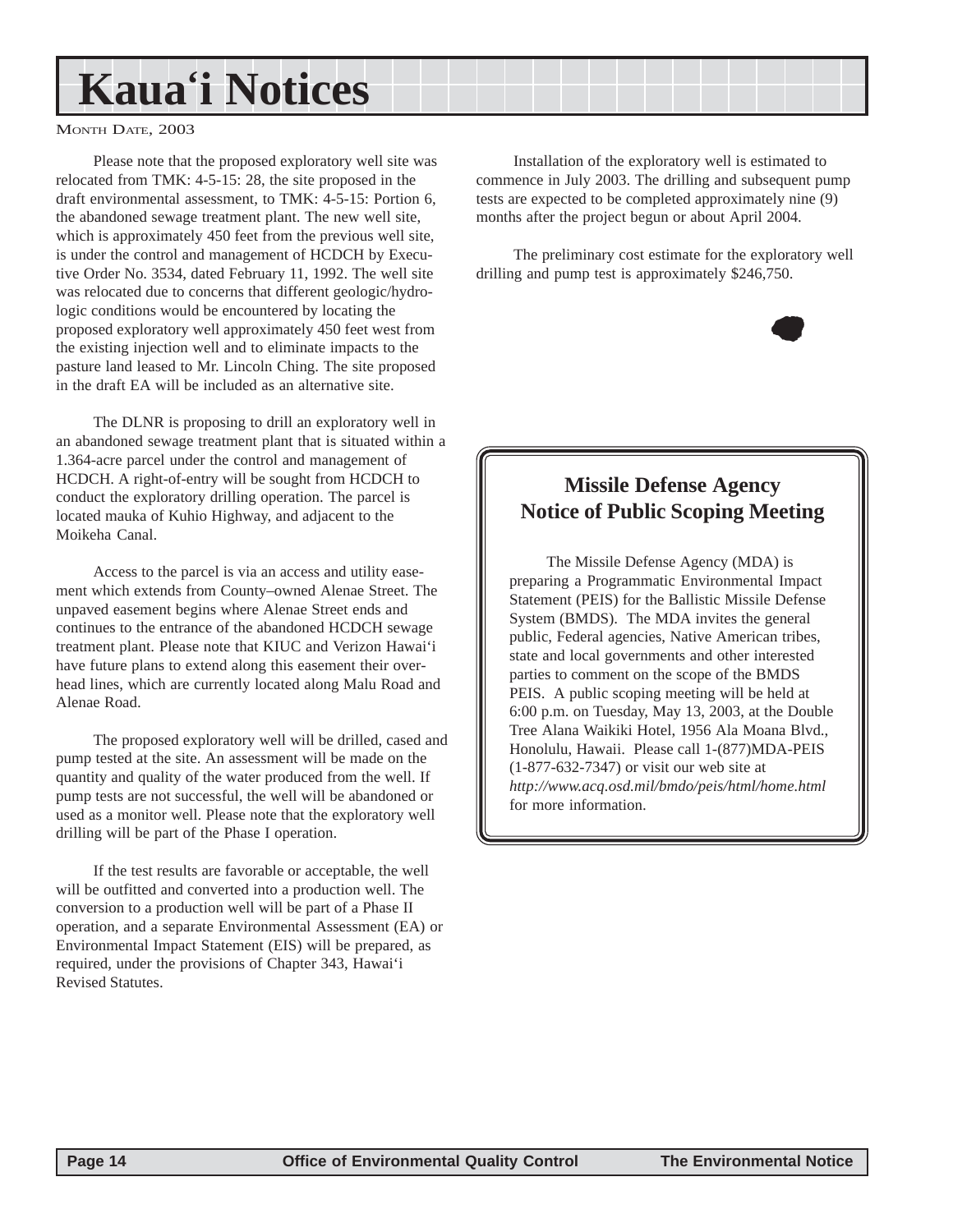Please note that the proposed exploratory well site was relocated from TMK: 4-5-15: 28, the site proposed in the draft environmental assessment, to TMK: 4-5-15: Portion 6, the abandoned sewage treatment plant. The new well site, which is approximately 450 feet from the previous well site, is under the control and management of HCDCH by Executive Order No. 3534, dated February 11, 1992. The well site was relocated due to concerns that different geologic/hydrologic conditions would be encountered by locating the proposed exploratory well approximately 450 feet west from the existing injection well and to eliminate impacts to the pasture land leased to Mr. Lincoln Ching. The site proposed in the draft EA will be included as an alternative site.

The DLNR is proposing to drill an exploratory well in an abandoned sewage treatment plant that is situated within a 1.364-acre parcel under the control and management of HCDCH. A right-of-entry will be sought from HCDCH to conduct the exploratory drilling operation. The parcel is located mauka of Kuhio Highway, and adjacent to the Moikeha Canal.

Access to the parcel is via an access and utility easement which extends from County–owned Alenae Street. The unpaved easement begins where Alenae Street ends and continues to the entrance of the abandoned HCDCH sewage treatment plant. Please note that KIUC and Verizon Hawai'i have future plans to extend along this easement their overhead lines, which are currently located along Malu Road and Alenae Road.

The proposed exploratory well will be drilled, cased and pump tested at the site. An assessment will be made on the quantity and quality of the water produced from the well. If pump tests are not successful, the well will be abandoned or used as a monitor well. Please note that the exploratory well drilling will be part of the Phase I operation.

If the test results are favorable or acceptable, the well will be outfitted and converted into a production well. The conversion to a production well will be part of a Phase II operation, and a separate Environmental Assessment (EA) or Environmental Impact Statement (EIS) will be prepared, as required, under the provisions of Chapter 343, Hawai'i Revised Statutes.

Installation of the exploratory well is estimated to commence in July 2003. The drilling and subsequent pump tests are expected to be completed approximately nine (9) months after the project begun or about April 2004.

The preliminary cost estimate for the exploratory well drilling and pump test is approximately $246,750.

## Missile Defense Agency Notice of Public Scoping Meeting

The Missile Defense Agency (MDA) is preparing a Programmatic Environmental Impact Statement (PEIS) for the Ballistic Missile Defense System (BMDS). The MDA invites the general public, Federal agencies, Native American tribes, state and local governments and other interested parties to comment on the scope of the BMDS PEIS. A public scoping meeting will be held at 6:00 p.m. on Tuesday, May 13, 2003, at the Double Tree Alana Waikiki Hotel, 1956 Ala Moana Blvd., Honolulu, Hawaii. Please call 1-(877)MDA-PEIS (1-877-632-7347) or visit our web site at *http://www.acq.osd.mil/bmdo/peis/html/home.html* for more information.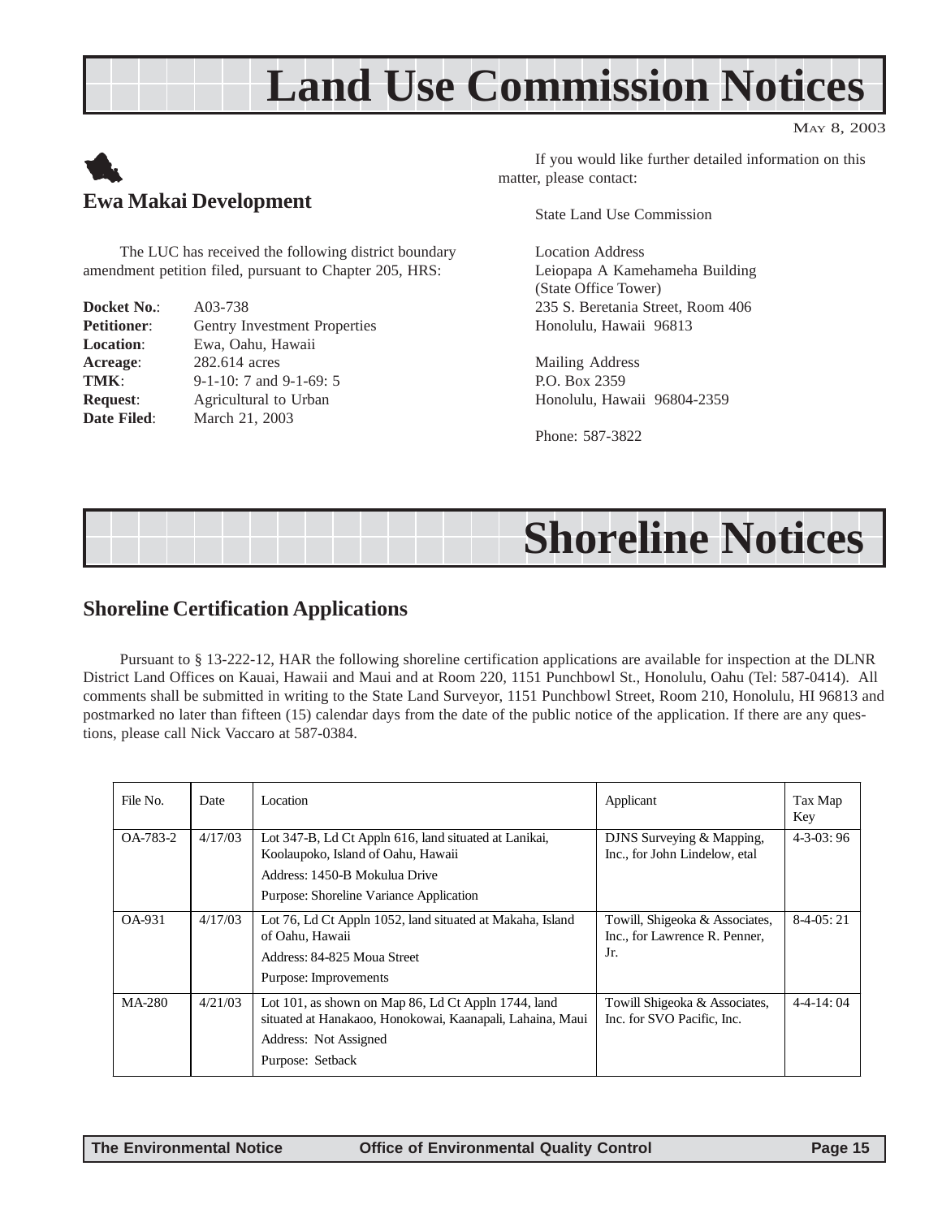# Land Use Commission Notices

MAY 8, 2003

## Ewa Makai Development

The LUC has received the following district boundary amendment petition filed, pursuant to Chapter 205, HRS:

**Docket No.**: A03-738
**Petitioner**: Gentry Investment Properties
**Location**: Ewa, Oahu, Hawaii
**Acreage**: 282.614 acres
**TMK**: 9-1-10: 7 and 9-1-69: 5
**Request**: Agricultural to Urban
**Date Filed**: March 21, 2003

If you would like further detailed information on this matter, please contact:

State Land Use Commission

Location Address
Leiopapa A Kamehameha Building
(State Office Tower)
235 S. Beretania Street, Room 406
Honolulu, Hawaii 96813

Mailing Address
P.O. Box 2359
Honolulu, Hawaii 96804-2359

Phone: 587-3822

# Shoreline Notices

## Shoreline Certification Applications

Pursuant to § 13-222-12, HAR the following shoreline certification applications are available for inspection at the DLNR District Land Offices on Kauai, Hawaii and Maui and at Room 220, 1151 Punchbowl St., Honolulu, Oahu (Tel: 587-0414). All comments shall be submitted in writing to the State Land Surveyor, 1151 Punchbowl Street, Room 210, Honolulu, HI 96813 and postmarked no later than fifteen (15) calendar days from the date of the public notice of the application. If there are any questions, please call Nick Vaccaro at 587-0384.

| File No. | Date | Location | Applicant | Tax Map Key |
|---|---|---|---|---|
| OA-783-2 | 4/17/03 | Lot 347-B, Ld Ct Appln 616, land situated at Lanikai, Koolaupoko, Island of Oahu, Hawaii<br>Address: 1450-B Mokulua Drive<br>Purpose: Shoreline Variance Application | DJNS Surveying & Mapping, Inc., for John Lindelow, etal | 4-3-03: 96 |
| OA-931 | 4/17/03 | Lot 76, Ld Ct Appln 1052, land situated at Makaha, Island of Oahu, Hawaii<br>Address: 84-825 Moua Street<br>Purpose: Improvements | Towill, Shigeoka & Associates, Inc., for Lawrence R. Penner, Jr. | 8-4-05: 21 |
| MA-280 | 4/21/03 | Lot 101, as shown on Map 86, Ld Ct Appln 1744, land situated at Hanakaoo, Honokowai, Kaanapali, Lahaina, Maui<br>Address: Not Assigned<br>Purpose: Setback | Towill Shigeoka & Associates, Inc. for SVO Pacific, Inc. | 4-4-14: 04 |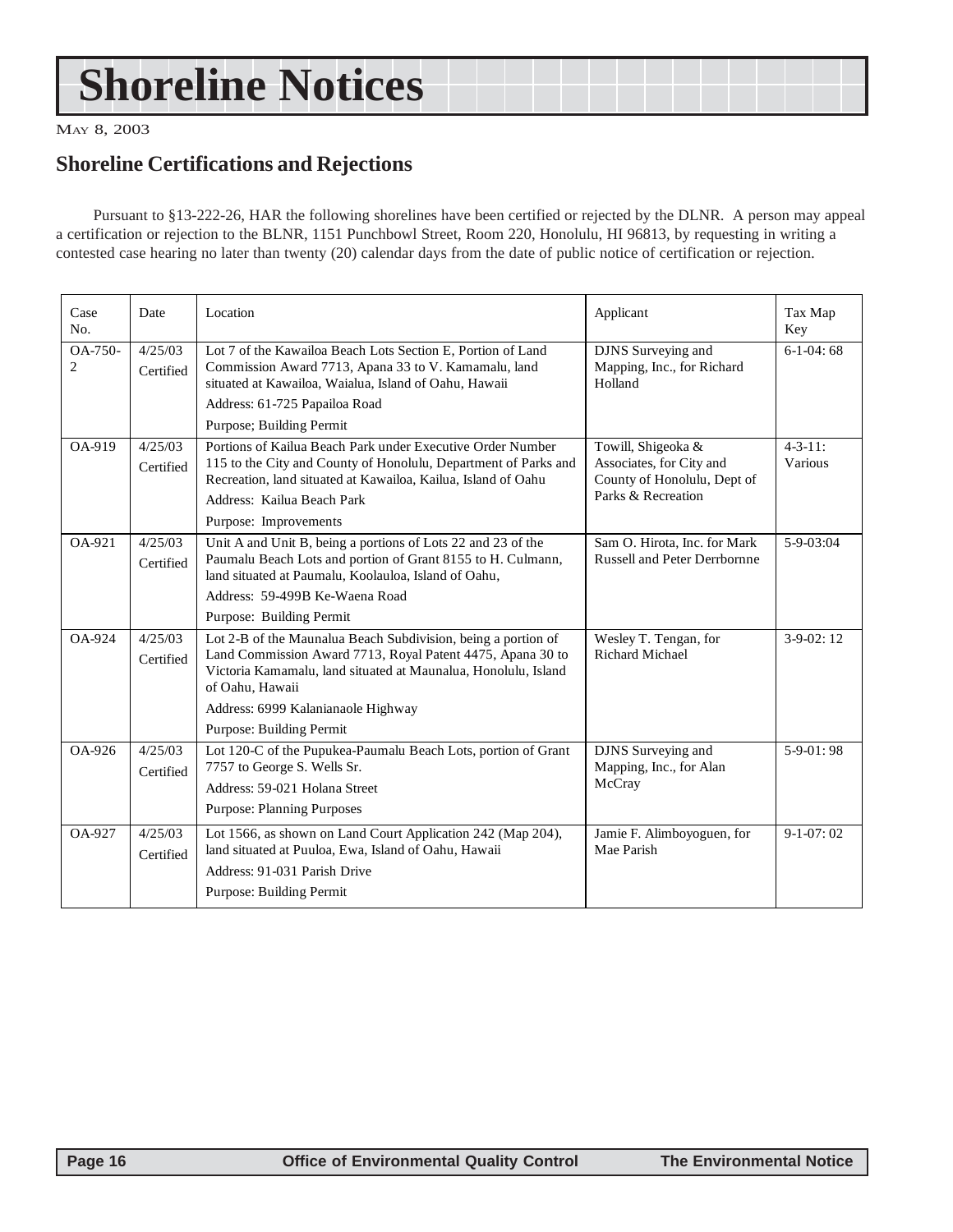# Shoreline Notices

MAY 8, 2003

## Shoreline Certifications and Rejections

Pursuant to §13-222-26, HAR the following shorelines have been certified or rejected by the DLNR. A person may appeal a certification or rejection to the BLNR, 1151 Punchbowl Street, Room 220, Honolulu, HI 96813, by requesting in writing a contested case hearing no later than twenty (20) calendar days from the date of public notice of certification or rejection.

| Case No. | Date | Location | Applicant | Tax Map Key |
|---|---|---|---|---|
| OA-750-2 | 4/25/03 Certified | Lot 7 of the Kawailoa Beach Lots Section E, Portion of Land Commission Award 7713, Apana 33 to V. Kamamalu, land situated at Kawailoa, Waialua, Island of Oahu, Hawaii<br>Address: 61-725 Papailoa Road<br>Purpose; Building Permit | DJNS Surveying and Mapping, Inc., for Richard Holland | 6-1-04: 68 |
| OA-919 | 4/25/03 Certified | Portions of Kailua Beach Park under Executive Order Number 115 to the City and County of Honolulu, Department of Parks and Recreation, land situated at Kawailoa, Kailua, Island of Oahu<br>Address: Kailua Beach Park<br>Purpose: Improvements | Towill, Shigeoka & Associates, for City and County of Honolulu, Dept of Parks & Recreation | 4-3-11: Various |
| OA-921 | 4/25/03 Certified | Unit A and Unit B, being a portions of Lots 22 and 23 of the Paumalu Beach Lots and portion of Grant 8155 to H. Culmann, land situated at Paumalu, Koolauloa, Island of Oahu,<br>Address: 59-499B Ke-Waena Road<br>Purpose: Building Permit | Sam O. Hirota, Inc. for Mark Russell and Peter Derrbornne | 5-9-03:04 |
| OA-924 | 4/25/03 Certified | Lot 2-B of the Maunalua Beach Subdivision, being a portion of Land Commission Award 7713, Royal Patent 4475, Apana 30 to Victoria Kamamalu, land situated at Maunalua, Honolulu, Island of Oahu, Hawaii<br>Address: 6999 Kalanianaole Highway<br>Purpose: Building Permit | Wesley T. Tengan, for Richard Michael | 3-9-02: 12 |
| OA-926 | 4/25/03 Certified | Lot 120-C of the Pupukea-Paumalu Beach Lots, portion of Grant 7757 to George S. Wells Sr.<br>Address: 59-021 Holana Street<br>Purpose: Planning Purposes | DJNS Surveying and Mapping, Inc., for Alan McCray | 5-9-01: 98 |
| OA-927 | 4/25/03 Certified | Lot 1566, as shown on Land Court Application 242 (Map 204), land situated at Puuloa, Ewa, Island of Oahu, Hawaii<br>Address: 91-031 Parish Drive<br>Purpose: Building Permit | Jamie F. Alimboyoguen, for Mae Parish | 9-1-07: 02 |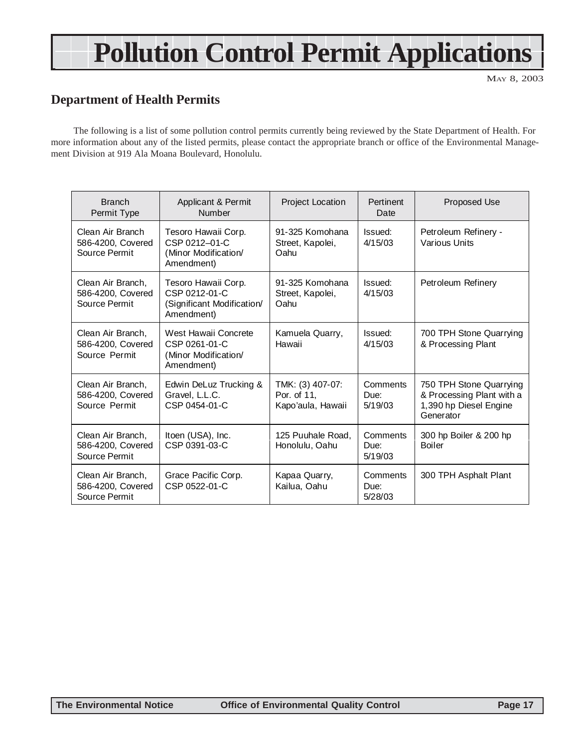# Pollution Control Permit Applications

MAY 8, 2003

## Department of Health Permits

The following is a list of some pollution control permits currently being reviewed by the State Department of Health. For more information about any of the listed permits, please contact the appropriate branch or office of the Environmental Management Division at 919 Ala Moana Boulevard, Honolulu.

| Branch Permit Type | Applicant & Permit Number | Project Location | Pertinent Date | Proposed Use |
|---|---|---|---|---|
| Clean Air Branch 586-4200, Covered Source Permit | Tesoro Hawaii Corp. CSP 0212–01-C (Minor Modification/ Amendment) | 91-325 Komohana Street, Kapolei, Oahu | Issued: 4/15/03 | Petroleum Refinery - Various Units |
| Clean Air Branch, 586-4200, Covered Source Permit | Tesoro Hawaii Corp. CSP 0212-01-C (Significant Modification/ Amendment) | 91-325 Komohana Street, Kapolei, Oahu | Issued: 4/15/03 | Petroleum Refinery |
| Clean Air Branch, 586-4200, Covered Source Permit | West Hawaii Concrete CSP 0261-01-C (Minor Modification/ Amendment) | Kamuela Quarry, Hawaii | Issued: 4/15/03 | 700 TPH Stone Quarrying & Processing Plant |
| Clean Air Branch, 586-4200, Covered Source Permit | Edwin DeLuz Trucking & Gravel, L.L.C. CSP 0454-01-C | TMK: (3) 407-07: Por. of 11, Kapo'aula, Hawaii | Comments Due: 5/19/03 | 750 TPH Stone Quarrying & Processing Plant with a 1,390 hp Diesel Engine Generator |
| Clean Air Branch, 586-4200, Covered Source Permit | Itoen (USA), Inc. CSP 0391-03-C | 125 Puuhale Road, Honolulu, Oahu | Comments Due: 5/19/03 | 300 hp Boiler & 200 hp Boiler |
| Clean Air Branch, 586-4200, Covered Source Permit | Grace Pacific Corp. CSP 0522-01-C | Kapaa Quarry, Kailua, Oahu | Comments Due: 5/28/03 | 300 TPH Asphalt Plant |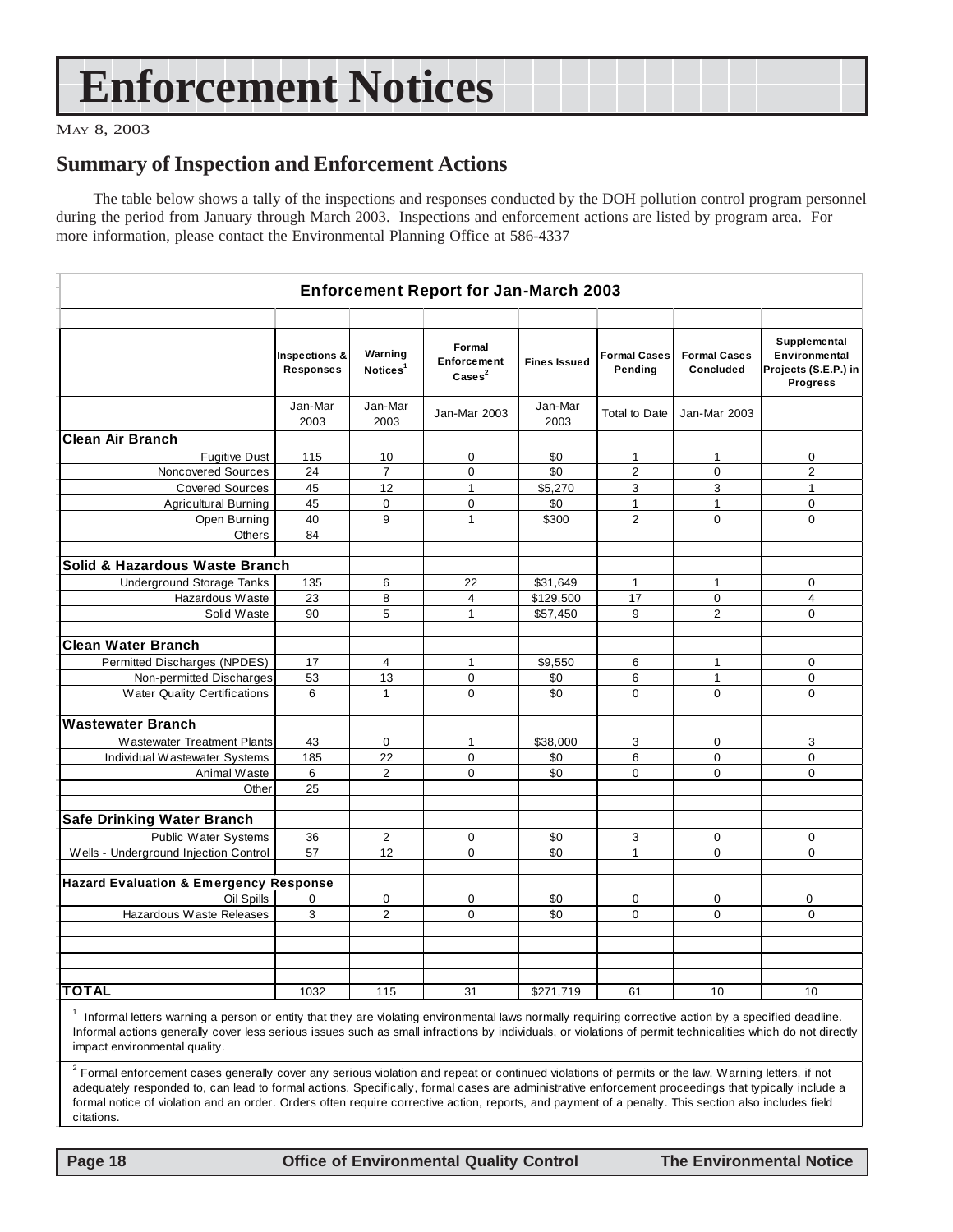# Enforcement Notices

MAY 8, 2003

## Summary of Inspection and Enforcement Actions

The table below shows a tally of the inspections and responses conducted by the DOH pollution control program personnel during the period from January through March 2003. Inspections and enforcement actions are listed by program area. For more information, please contact the Environmental Planning Office at 586-4337

**Enforcement Report for Jan-March 2003**

| | Inspections & Responses | Warning Notices[1] | Formal Enforcement Cases[2] | Fines Issued | Formal Cases Pending | Formal Cases Concluded | Supplemental Environmental Projects (S.E.P.) in Progress |
|---|---|---|---|---|---|---|---|
| | Jan-Mar 2003 | Jan-Mar 2003 | Jan-Mar 2003 | Jan-Mar 2003 | Total to Date | Jan-Mar 2003 | |
| **Clean Air Branch** | | | | | | | |
| Fugitive Dust | 115 | 10 | 0 | $0 | 1 | 1 | 0 |
| Noncovered Sources | 24 | 7 | 0 | $0 | 2 | 0 | 2 |
| Covered Sources | 45 | 12 | 1 | $5,270 | 3 | 3 | 1 |
| Agricultural Burning | 45 | 0 | 0 | $0 | 1 | 1 | 0 |
| Open Burning | 40 | 9 | 1 | $300 | 2 | 0 | 0 |
| Others | 84 | | | | | | |
| **Solid & Hazardous Waste Branch** | | | | | | | |
| Underground Storage Tanks | 135 | 6 | 22 | $31,649 | 1 | 1 | 0 |
| Hazardous Waste | 23 | 8 | 4 | $129,500 | 17 | 0 | 4 |
| Solid Waste | 90 | 5 | 1 | $57,450 | 9 | 2 | 0 |
| **Clean Water Branch** | | | | | | | |
| Permitted Discharges (NPDES) | 17 | 4 | 1 | $9,550 | 6 | 1 | 0 |
| Non-permitted Discharges | 53 | 13 | 0 | $0 | 6 | 1 | 0 |
| Water Quality Certifications | 6 | 1 | 0 | $0 | 0 | 0 | 0 |
| **Wastewater Branch** | | | | | | | |
| Wastewater Treatment Plants | 43 | 0 | 1 | $38,000 | 3 | 0 | 3 |
| Individual Wastewater Systems | 185 | 22 | 0 | $0 | 6 | 0 | 0 |
| Animal Waste | 6 | 2 | 0 | $0 | 0 | 0 | 0 |
| Other | 25 | | | | | | |
| **Safe Drinking Water Branch** | | | | | | | |
| Public Water Systems | 36 | 2 | 0 | $0 | 3 | 0 | 0 |
| Wells - Underground Injection Control | 57 | 12 | 0 | $0 | 1 | 0 | 0 |
| **Hazard Evaluation & Emergency Response** | | | | | | | |
| Oil Spills | 0 | 0 | 0 | $0 | 0 | 0 | 0 |
| Hazardous Waste Releases | 3 | 2 | 0 | $0 | 0 | 0 | 0 |
| **TOTAL** | 1032 | 115 | 31 | $271,719 | 61 | 10 | 10 |

[1] Informal letters warning a person or entity that they are violating environmental laws normally requiring corrective action by a specified deadline. Informal actions generally cover less serious issues such as small infractions by individuals, or violations of permit technicalities which do not directly impact environmental quality.

[2] Formal enforcement cases generally cover any serious violation and repeat or continued violations of permits or the law. Warning letters, if not adequately responded to, can lead to formal actions. Specifically, formal cases are administrative enforcement proceedings that typically include a formal notice of violation and an order. Orders often require corrective action, reports, and payment of a penalty. This section also includes field citations.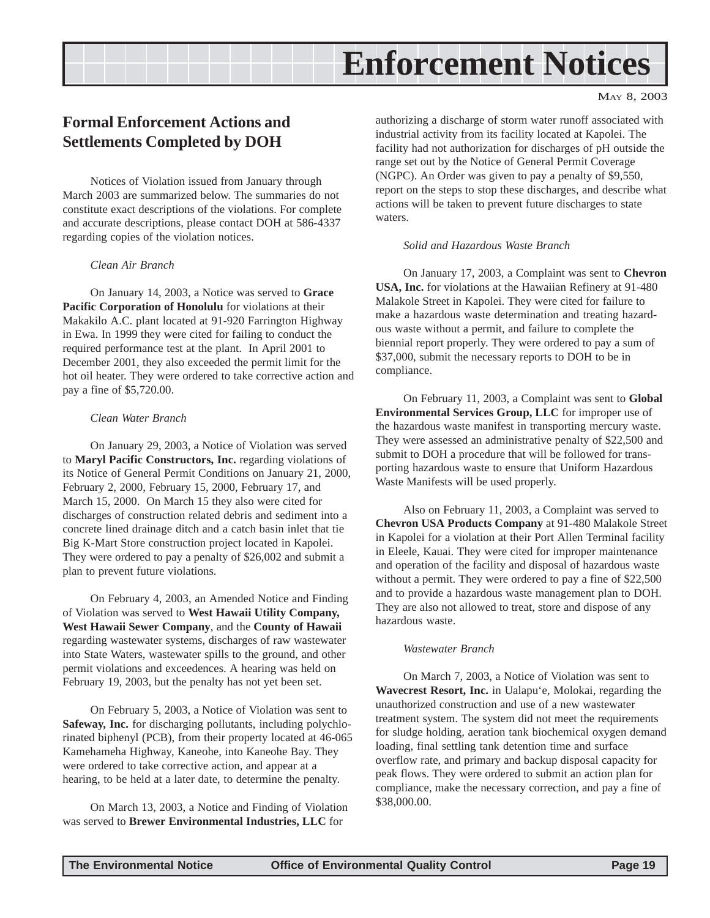# Enforcement Notices

May 8, 2003

## Formal Enforcement Actions and Settlements Completed by DOH

Notices of Violation issued from January through March 2003 are summarized below. The summaries do not constitute exact descriptions of the violations. For complete and accurate descriptions, please contact DOH at 586-4337 regarding copies of the violation notices.

*Clean Air Branch*

On January 14, 2003, a Notice was served to **Grace Pacific Corporation of Honolulu** for violations at their Makakilo A.C. plant located at 91-920 Farrington Highway in Ewa. In 1999 they were cited for failing to conduct the required performance test at the plant. In April 2001 to December 2001, they also exceeded the permit limit for the hot oil heater. They were ordered to take corrective action and pay a fine of $5,720.00.

*Clean Water Branch*

On January 29, 2003, a Notice of Violation was served to **Maryl Pacific Constructors, Inc.** regarding violations of its Notice of General Permit Conditions on January 21, 2000, February 2, 2000, February 15, 2000, February 17, and March 15, 2000. On March 15 they also were cited for discharges of construction related debris and sediment into a concrete lined drainage ditch and a catch basin inlet that tie Big K-Mart Store construction project located in Kapolei. They were ordered to pay a penalty of $26,002 and submit a plan to prevent future violations.

On February 4, 2003, an Amended Notice and Finding of Violation was served to **West Hawaii Utility Company, West Hawaii Sewer Company**, and the **County of Hawaii** regarding wastewater systems, discharges of raw wastewater into State Waters, wastewater spills to the ground, and other permit violations and exceedences. A hearing was held on February 19, 2003, but the penalty has not yet been set.

On February 5, 2003, a Notice of Violation was sent to **Safeway, Inc.** for discharging pollutants, including polychlorinated biphenyl (PCB), from their property located at 46-065 Kamehameha Highway, Kaneohe, into Kaneohe Bay. They were ordered to take corrective action, and appear at a hearing, to be held at a later date, to determine the penalty.

On March 13, 2003, a Notice and Finding of Violation was served to **Brewer Environmental Industries, LLC** for authorizing a discharge of storm water runoff associated with industrial activity from its facility located at Kapolei. The facility had not authorization for discharges of pH outside the range set out by the Notice of General Permit Coverage (NGPC). An Order was given to pay a penalty of $9,550, report on the steps to stop these discharges, and describe what actions will be taken to prevent future discharges to state waters.

*Solid and Hazardous Waste Branch*

On January 17, 2003, a Complaint was sent to **Chevron USA, Inc.** for violations at the Hawaiian Refinery at 91-480 Malakole Street in Kapolei. They were cited for failure to make a hazardous waste determination and treating hazardous waste without a permit, and failure to complete the biennial report properly. They were ordered to pay a sum of $37,000, submit the necessary reports to DOH to be in compliance.

On February 11, 2003, a Complaint was sent to **Global Environmental Services Group, LLC** for improper use of the hazardous waste manifest in transporting mercury waste. They were assessed an administrative penalty of $22,500 and submit to DOH a procedure that will be followed for transporting hazardous waste to ensure that Uniform Hazardous Waste Manifests will be used properly.

Also on February 11, 2003, a Complaint was served to **Chevron USA Products Company** at 91-480 Malakole Street in Kapolei for a violation at their Port Allen Terminal facility in Eleele, Kauai. They were cited for improper maintenance and operation of the facility and disposal of hazardous waste without a permit. They were ordered to pay a fine of $22,500 and to provide a hazardous waste management plan to DOH. They are also not allowed to treat, store and dispose of any hazardous waste.

*Wastewater Branch*

On March 7, 2003, a Notice of Violation was sent to **Wavecrest Resort, Inc.** in Ualapu‘e, Molokai, regarding the unauthorized construction and use of a new wastewater treatment system. The system did not meet the requirements for sludge holding, aeration tank biochemical oxygen demand loading, final settling tank detention time and surface overflow rate, and primary and backup disposal capacity for peak flows. They were ordered to submit an action plan for compliance, make the necessary correction, and pay a fine of $38,000.00.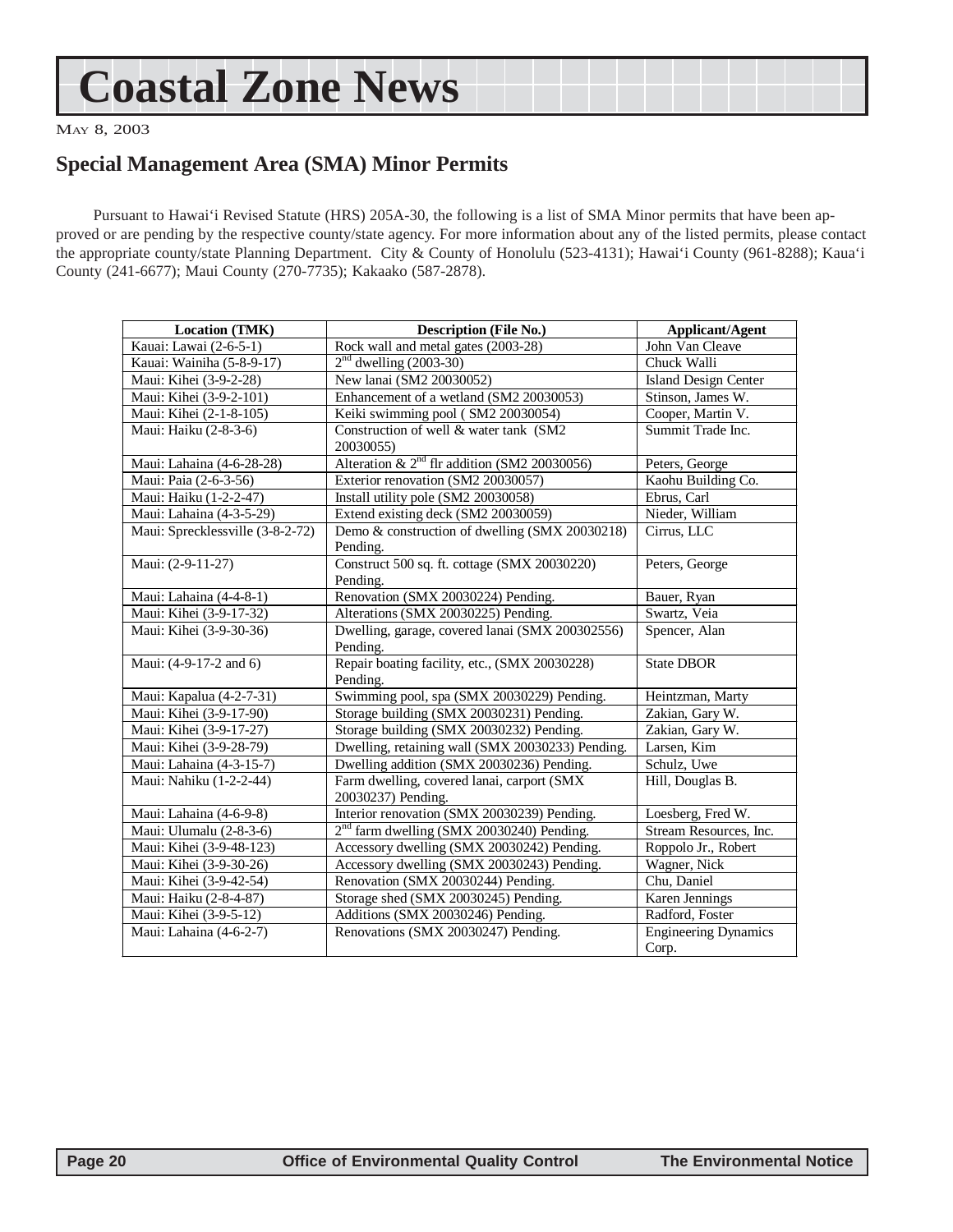# Coastal Zone News

## Special Management Area (SMA) Minor Permits

Pursuant to Hawai‘i Revised Statute (HRS) 205A-30, the following is a list of SMA Minor permits that have been approved or are pending by the respective county/state agency. For more information about any of the listed permits, please contact the appropriate county/state Planning Department. City & County of Honolulu (523-4131); Hawai‘i County (961-8288); Kaua‘i County (241-6677); Maui County (270-7735); Kakaako (587-2878).

| Location (TMK) | Description (File No.) | Applicant/Agent |
|---|---|---|
| Kauai: Lawai (2-6-5-1) | Rock wall and metal gates (2003-28) | John Van Cleave |
| Kauai: Wainiha (5-8-9-17) | 2nd dwelling (2003-30) | Chuck Walli |
| Maui: Kihei (3-9-2-28) | New lanai (SM2 20030052) | Island Design Center |
| Maui: Kihei (3-9-2-101) | Enhancement of a wetland (SM2 20030053) | Stinson, James W. |
| Maui: Kihei (2-1-8-105) | Keiki swimming pool ( SM2 20030054) | Cooper, Martin V. |
| Maui: Haiku (2-8-3-6) | Construction of well & water tank (SM2 20030055) | Summit Trade Inc. |
| Maui: Lahaina (4-6-28-28) | Alteration & 2nd flr addition (SM2 20030056) | Peters, George |
| Maui: Paia (2-6-3-56) | Exterior renovation (SM2 20030057) | Kaohu Building Co. |
| Maui: Haiku (1-2-2-47) | Install utility pole (SM2 20030058) | Ebrus, Carl |
| Maui: Lahaina (4-3-5-29) | Extend existing deck (SM2 20030059) | Nieder, William |
| Maui: Sprecklessville (3-8-2-72) | Demo & construction of dwelling (SMX 20030218) Pending. | Cirrus, LLC |
| Maui: (2-9-11-27) | Construct 500 sq. ft. cottage (SMX 20030220) Pending. | Peters, George |
| Maui: Lahaina (4-4-8-1) | Renovation (SMX 20030224) Pending. | Bauer, Ryan |
| Maui: Kihei (3-9-17-32) | Alterations (SMX 20030225) Pending. | Swartz, Veia |
| Maui: Kihei (3-9-30-36) | Dwelling, garage, covered lanai (SMX 200302556) Pending. | Spencer, Alan |
| Maui: (4-9-17-2 and 6) | Repair boating facility, etc., (SMX 20030228) Pending. | State DBOR |
| Maui: Kapalua (4-2-7-31) | Swimming pool, spa (SMX 20030229) Pending. | Heintzman, Marty |
| Maui: Kihei (3-9-17-90) | Storage building (SMX 20030231) Pending. | Zakian, Gary W. |
| Maui: Kihei (3-9-17-27) | Storage building (SMX 20030232) Pending. | Zakian, Gary W. |
| Maui: Kihei (3-9-28-79) | Dwelling, retaining wall (SMX 20030233) Pending. | Larsen, Kim |
| Maui: Lahaina (4-3-15-7) | Dwelling addition (SMX 20030236) Pending. | Schulz, Uwe |
| Maui: Nahiku (1-2-2-44) | Farm dwelling, covered lanai, carport (SMX 20030237) Pending. | Hill, Douglas B. |
| Maui: Lahaina (4-6-9-8) | Interior renovation (SMX 20030239) Pending. | Loesberg, Fred W. |
| Maui: Ulumalu (2-8-3-6) | 2nd farm dwelling (SMX 20030240) Pending. | Stream Resources, Inc. |
| Maui: Kihei (3-9-48-123) | Accessory dwelling (SMX 20030242) Pending. | Roppolo Jr., Robert |
| Maui: Kihei (3-9-30-26) | Accessory dwelling (SMX 20030243) Pending. | Wagner, Nick |
| Maui: Kihei (3-9-42-54) | Renovation (SMX 20030244) Pending. | Chu, Daniel |
| Maui: Haiku (2-8-4-87) | Storage shed (SMX 20030245) Pending. | Karen Jennings |
| Maui: Kihei (3-9-5-12) | Additions (SMX 20030246) Pending. | Radford, Foster |
| Maui: Lahaina (4-6-2-7) | Renovations (SMX 20030247) Pending. | Engineering Dynamics Corp. |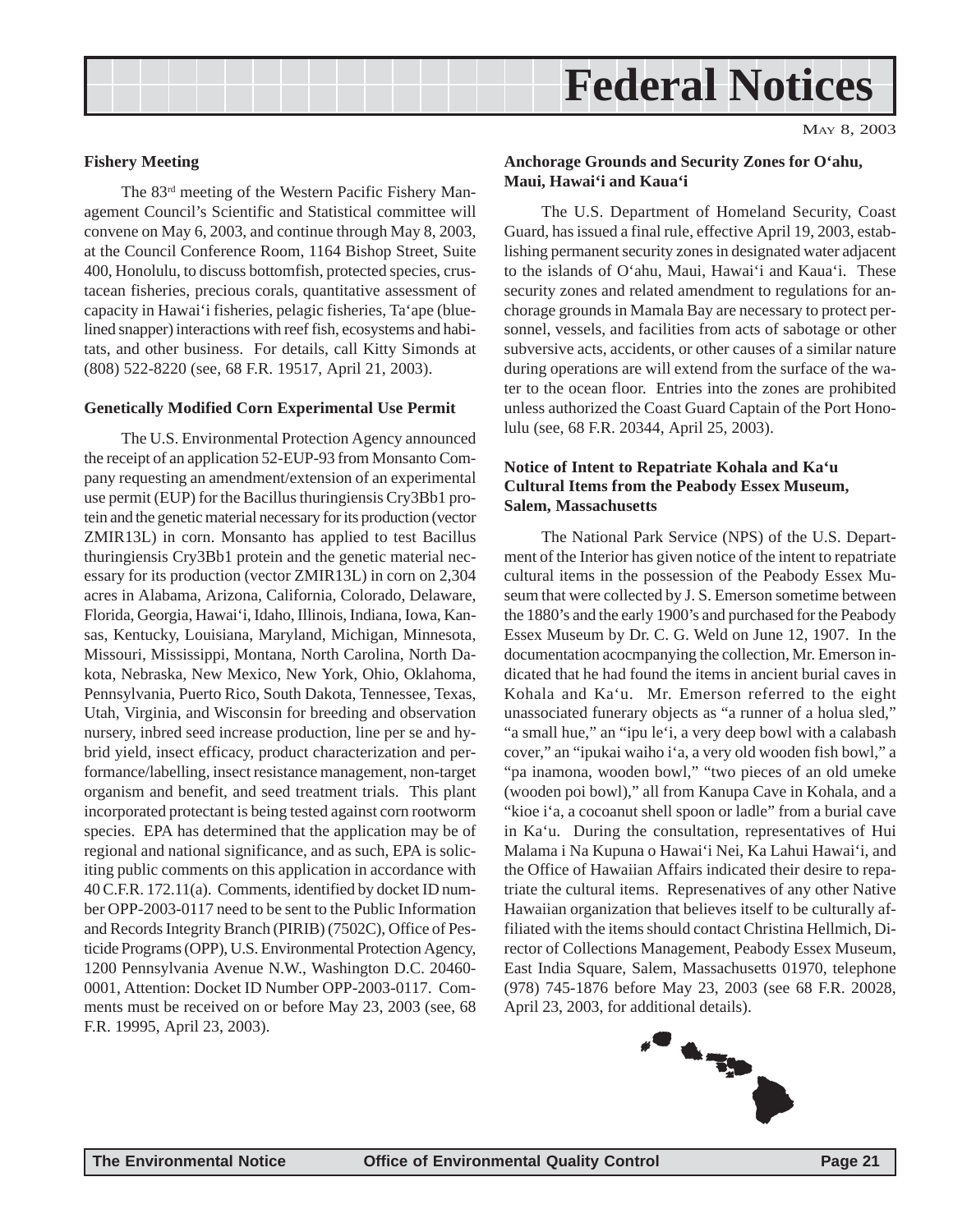# Federal Notices

MAY 8, 2003

### Fishery Meeting

The 83rd meeting of the Western Pacific Fishery Management Council's Scientific and Statistical committee will convene on May 6, 2003, and continue through May 8, 2003, at the Council Conference Room, 1164 Bishop Street, Suite 400, Honolulu, to discuss bottomfish, protected species, crustacean fisheries, precious corals, quantitative assessment of capacity in Hawai'i fisheries, pelagic fisheries, Ta'ape (bluelined snapper) interactions with reef fish, ecosystems and habitats, and other business. For details, call Kitty Simonds at (808) 522-8220 (see, 68 F.R. 19517, April 21, 2003).

### Genetically Modified Corn Experimental Use Permit

The U.S. Environmental Protection Agency announced the receipt of an application 52-EUP-93 from Monsanto Company requesting an amendment/extension of an experimental use permit (EUP) for the Bacillus thuringiensis Cry3Bb1 protein and the genetic material necessary for its production (vector ZMIR13L) in corn. Monsanto has applied to test Bacillus thuringiensis Cry3Bb1 protein and the genetic material necessary for its production (vector ZMIR13L) in corn on 2,304 acres in Alabama, Arizona, California, Colorado, Delaware, Florida, Georgia, Hawai'i, Idaho, Illinois, Indiana, Iowa, Kansas, Kentucky, Louisiana, Maryland, Michigan, Minnesota, Missouri, Mississippi, Montana, North Carolina, North Dakota, Nebraska, New Mexico, New York, Ohio, Oklahoma, Pennsylvania, Puerto Rico, South Dakota, Tennessee, Texas, Utah, Virginia, and Wisconsin for breeding and observation nursery, inbred seed increase production, line per se and hybrid yield, insect efficacy, product characterization and performance/labelling, insect resistance management, non-target organism and benefit, and seed treatment trials. This plant incorporated protectant is being tested against corn rootworm species. EPA has determined that the application may be of regional and national significance, and as such, EPA is soliciting public comments on this application in accordance with 40 C.F.R. 172.11(a). Comments, identified by docket ID number OPP-2003-0117 need to be sent to the Public Information and Records Integrity Branch (PIRIB) (7502C), Office of Pesticide Programs (OPP), U.S. Environmental Protection Agency, 1200 Pennsylvania Avenue N.W., Washington D.C. 20460-0001, Attention: Docket ID Number OPP-2003-0117. Comments must be received on or before May 23, 2003 (see, 68 F.R. 19995, April 23, 2003).

### Anchorage Grounds and Security Zones for O'ahu, Maui, Hawai'i and Kaua'i

The U.S. Department of Homeland Security, Coast Guard, has issued a final rule, effective April 19, 2003, establishing permanent security zones in designated water adjacent to the islands of O'ahu, Maui, Hawai'i and Kaua'i. These security zones and related amendment to regulations for anchorage grounds in Mamala Bay are necessary to protect personnel, vessels, and facilities from acts of sabotage or other subversive acts, accidents, or other causes of a similar nature during operations are will extend from the surface of the water to the ocean floor. Entries into the zones are prohibited unless authorized the Coast Guard Captain of the Port Honolulu (see, 68 F.R. 20344, April 25, 2003).

### Notice of Intent to Repatriate Kohala and Ka'u Cultural Items from the Peabody Essex Museum, Salem, Massachusetts

The National Park Service (NPS) of the U.S. Department of the Interior has given notice of the intent to repatriate cultural items in the possession of the Peabody Essex Museum that were collected by J. S. Emerson sometime between the 1880's and the early 1900's and purchased for the Peabody Essex Museum by Dr. C. G. Weld on June 12, 1907. In the documentation acocmpanying the collection, Mr. Emerson indicated that he had found the items in ancient burial caves in Kohala and Ka'u. Mr. Emerson referred to the eight unassociated funerary objects as "a runner of a holua sled," "a small hue," an "ipu le'i, a very deep bowl with a calabash cover," an "ipukai waiho i'a, a very old wooden fish bowl," a "pa inamona, wooden bowl," "two pieces of an old umeke (wooden poi bowl)," all from Kanupa Cave in Kohala, and a "kioe i'a, a cocoanut shell spoon or ladle" from a burial cave in Ka'u. During the consultation, representatives of Hui Malama i Na Kupuna o Hawai'i Nei, Ka Lahui Hawai'i, and the Office of Hawaiian Affairs indicated their desire to repatriate the cultural items. Represenatives of any other Native Hawaiian organization that believes itself to be culturally affiliated with the items should contact Christina Hellmich, Director of Collections Management, Peabody Essex Museum, East India Square, Salem, Massachusetts 01970, telephone (978) 745-1876 before May 23, 2003 (see 68 F.R. 20028, April 23, 2003, for additional details).